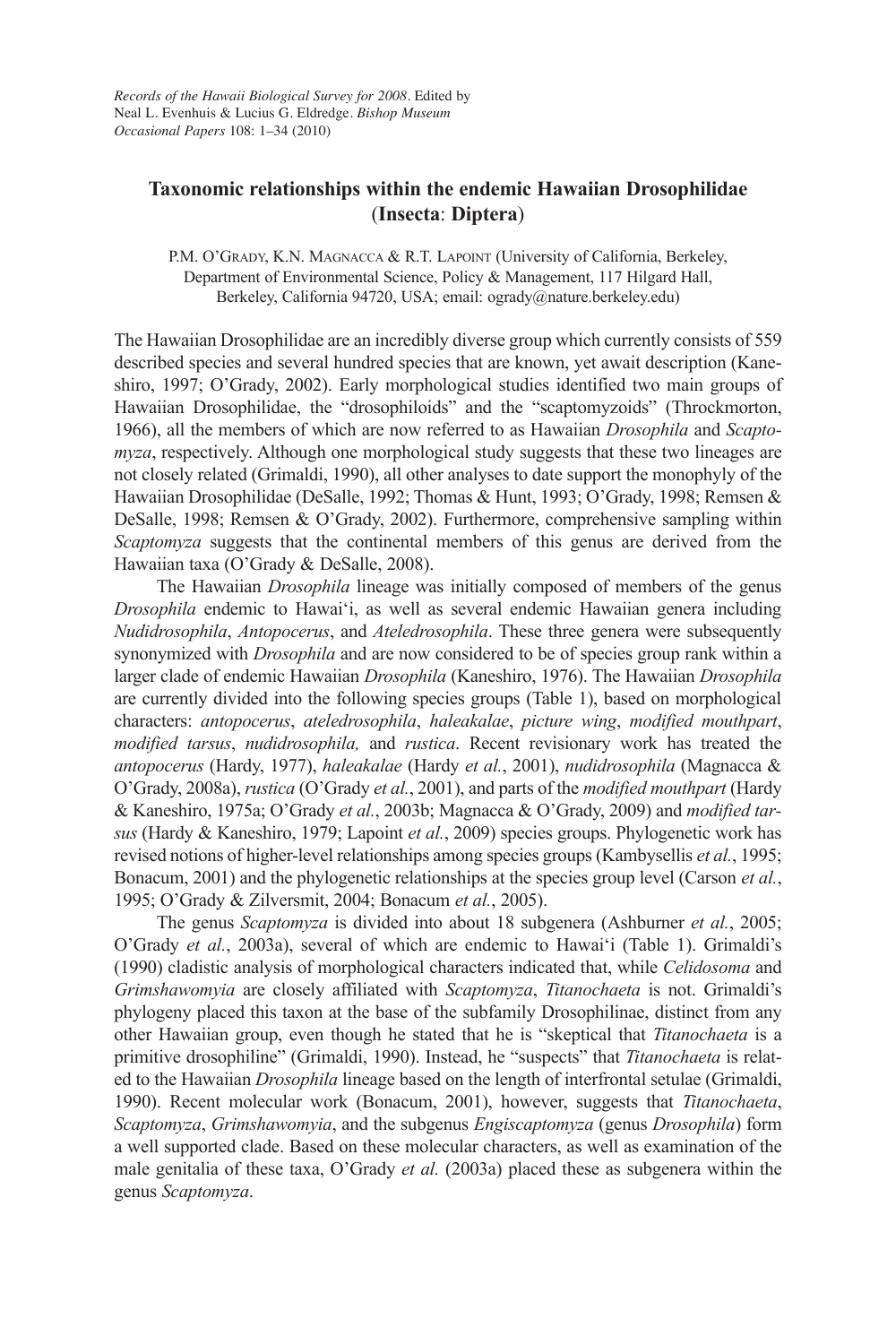*Records of the Hawaii Biological Survey for 2008*. Edited by Neal L. Evenhuis & Lucius G. Eldredge. *Bishop Museum Occasional Papers* 108: 1–34 (2010)

# Taxonomic relationships within the endemic Hawaiian Drosophilidae (Insecta: Diptera)

P.M. O'Grady, K.N. Magnacca & R.T. Lapoint (University of California, Berkeley, Department of Environmental Science, Policy & Management, 117 Hilgard Hall, Berkeley, California 94720, USA; email: ogrady@nature.berkeley.edu)

The Hawaiian Drosophilidae are an incredibly diverse group which currently consists of 559 described species and several hundred species that are known, yet await description (Kaneshiro, 1997; O'Grady, 2002). Early morphological studies identified two main groups of Hawaiian Drosophilidae, the "drosophiloids" and the "scaptomyzoids" (Throckmorton, 1966), all the members of which are now referred to as Hawaiian *Drosophila* and *Scaptomyza*, respectively. Although one morphological study suggests that these two lineages are not closely related (Grimaldi, 1990), all other analyses to date support the monophyly of the Hawaiian Drosophilidae (DeSalle, 1992; Thomas & Hunt, 1993; O'Grady, 1998; Remsen & DeSalle, 1998; Remsen & O'Grady, 2002). Furthermore, comprehensive sampling within *Scaptomyza* suggests that the continental members of this genus are derived from the Hawaiian taxa (O'Grady & DeSalle, 2008).

The Hawaiian *Drosophila* lineage was initially composed of members of the genus *Drosophila* endemic to Hawai'i, as well as several endemic Hawaiian genera including *Nudidrosophila*, *Antopocerus*, and *Ateledrosophila*. These three genera were subsequently synonymized with *Drosophila* and are now considered to be of species group rank within a larger clade of endemic Hawaiian *Drosophila* (Kaneshiro, 1976). The Hawaiian *Drosophila* are currently divided into the following species groups (Table 1), based on morphological characters: *antopocerus*, *ateledrosophila*, *haleakalae*, *picture wing*, *modified mouthpart*, *modified tarsus*, *nudidrosophila,* and *rustica*. Recent revisionary work has treated the *antopocerus* (Hardy, 1977), *haleakalae* (Hardy *et al.*, 2001), *nudidrosophila* (Magnacca & O'Grady, 2008a), *rustica* (O'Grady *et al.*, 2001), and parts of the *modified mouthpart* (Hardy & Kaneshiro, 1975a; O'Grady *et al.*, 2003b; Magnacca & O'Grady, 2009) and *modified tarsus* (Hardy & Kaneshiro, 1979; Lapoint *et al.*, 2009) species groups. Phylogenetic work has revised notions of higher-level relationships among species groups (Kambysellis *et al.*, 1995; Bonacum, 2001) and the phylogenetic relationships at the species group level (Carson *et al.*, 1995; O'Grady & Zilversmit, 2004; Bonacum *et al.*, 2005).

The genus *Scaptomyza* is divided into about 18 subgenera (Ashburner *et al.*, 2005; O'Grady *et al.*, 2003a), several of which are endemic to Hawai'i (Table 1). Grimaldi's (1990) cladistic analysis of morphological characters indicated that, while *Celidosoma* and *Grimshawomyia* are closely affiliated with *Scaptomyza*, *Titanochaeta* is not. Grimaldi's phylogeny placed this taxon at the base of the subfamily Drosophilinae, distinct from any other Hawaiian group, even though he stated that he is "skeptical that *Titanochaeta* is a primitive drosophiline" (Grimaldi, 1990). Instead, he "suspects" that *Titanochaeta* is related to the Hawaiian *Drosophila* lineage based on the length of interfrontal setulae (Grimaldi, 1990). Recent molecular work (Bonacum, 2001), however, suggests that *Titanochaeta*, *Scaptomyza*, *Grimshawomyia*, and the subgenus *Engiscaptomyza* (genus *Drosophila*) form a well supported clade. Based on these molecular characters, as well as examination of the male genitalia of these taxa, O'Grady *et al.* (2003a) placed these as subgenera within the genus *Scaptomyza*.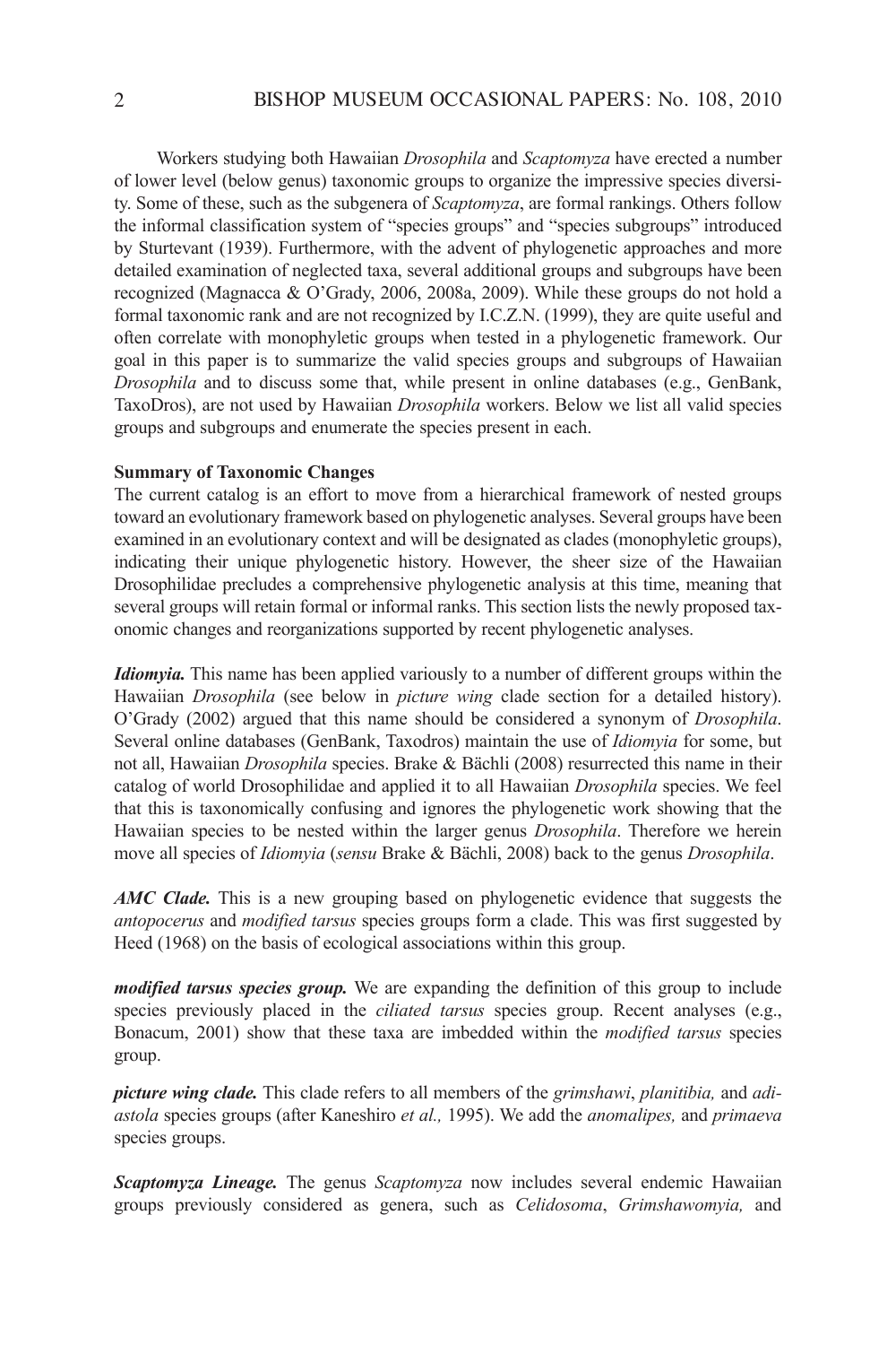Workers studying both Hawaiian *Drosophila* and *Scaptomyza* have erected a number of lower level (below genus) taxonomic groups to organize the impressive species diversity. Some of these, such as the subgenera of *Scaptomyza*, are formal rankings. Others follow the informal classification system of "species groups" and "species subgroups" introduced by Sturtevant (1939). Furthermore, with the advent of phylogenetic approaches and more detailed examination of neglected taxa, several additional groups and subgroups have been recognized (Magnacca & O'Grady, 2006, 2008a, 2009). While these groups do not hold a formal taxonomic rank and are not recognized by I.C.Z.N. (1999), they are quite useful and often correlate with monophyletic groups when tested in a phylogenetic framework. Our goal in this paper is to summarize the valid species groups and subgroups of Hawaiian *Drosophila* and to discuss some that, while present in online databases (e.g., GenBank, TaxoDros), are not used by Hawaiian *Drosophila* workers. Below we list all valid species groups and subgroups and enumerate the species present in each.

**Summary of Taxonomic Changes**

The current catalog is an effort to move from a hierarchical framework of nested groups toward an evolutionary framework based on phylogenetic analyses. Several groups have been examined in an evolutionary context and will be designated as clades (monophyletic groups), indicating their unique phylogenetic history. However, the sheer size of the Hawaiian Drosophilidae precludes a comprehensive phylogenetic analysis at this time, meaning that several groups will retain formal or informal ranks. This section lists the newly proposed taxonomic changes and reorganizations supported by recent phylogenetic analyses.

***Idiomyia.*** This name has been applied variously to a number of different groups within the Hawaiian *Drosophila* (see below in *picture wing* clade section for a detailed history). O'Grady (2002) argued that this name should be considered a synonym of *Drosophila*. Several online databases (GenBank, Taxodros) maintain the use of *Idiomyia* for some, but not all, Hawaiian *Drosophila* species. Brake & Bächli (2008) resurrected this name in their catalog of world Drosophilidae and applied it to all Hawaiian *Drosophila* species. We feel that this is taxonomically confusing and ignores the phylogenetic work showing that the Hawaiian species to be nested within the larger genus *Drosophila*. Therefore we herein move all species of *Idiomyia* (*sensu* Brake & Bächli, 2008) back to the genus *Drosophila*.

***AMC Clade.*** This is a new grouping based on phylogenetic evidence that suggests the *antopocerus* and *modified tarsus* species groups form a clade. This was first suggested by Heed (1968) on the basis of ecological associations within this group.

***modified tarsus species group.*** We are expanding the definition of this group to include species previously placed in the *ciliated tarsus* species group. Recent analyses (e.g., Bonacum, 2001) show that these taxa are imbedded within the *modified tarsus* species group.

***picture wing clade.*** This clade refers to all members of the *grimshawi*, *planitibia,* and *adiastola* species groups (after Kaneshiro *et al.,* 1995). We add the *anomalipes,* and *primaeva* species groups.

***Scaptomyza Lineage.*** The genus *Scaptomyza* now includes several endemic Hawaiian groups previously considered as genera, such as *Celidosoma*, *Grimshawomyia,* and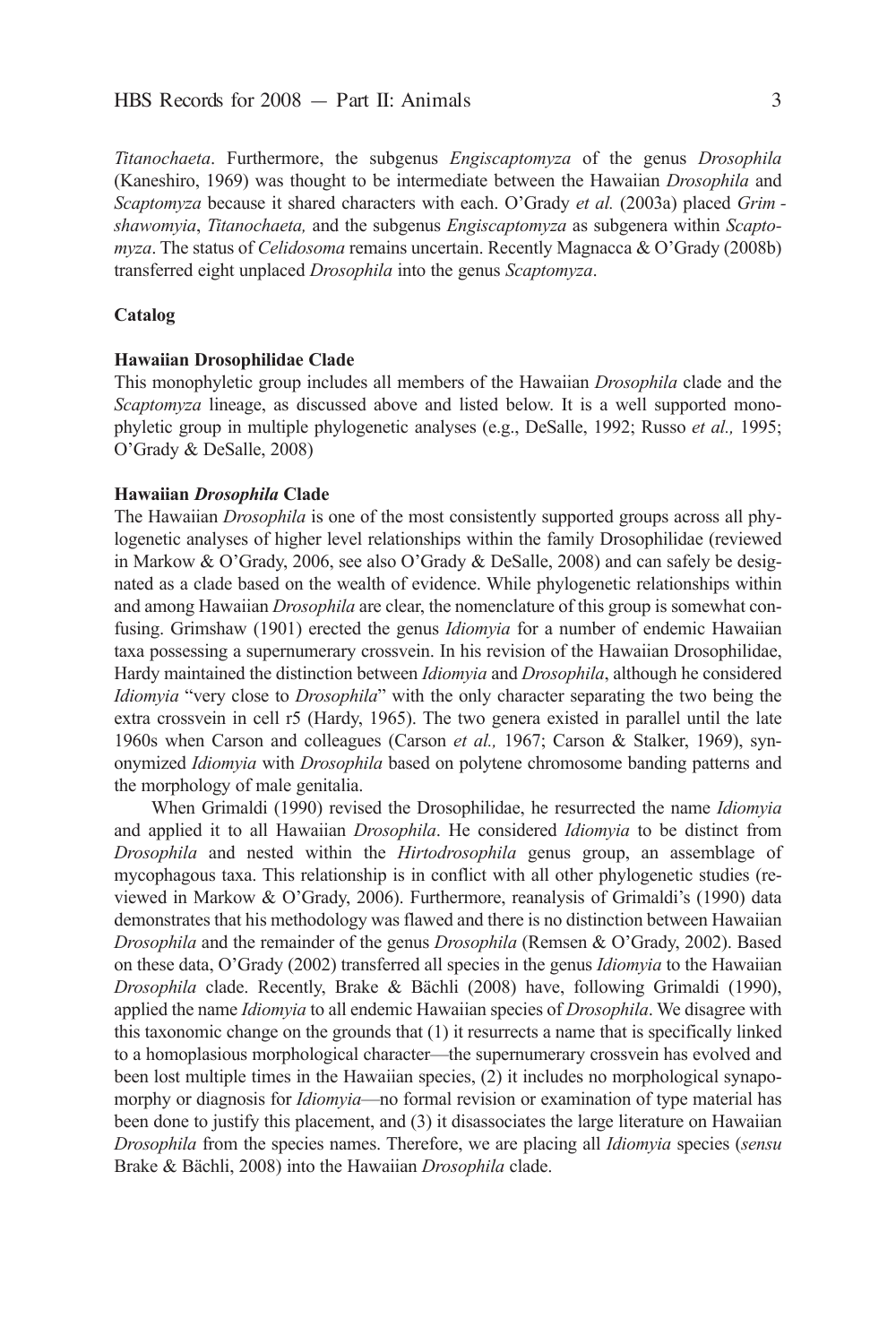*Titanochaeta*. Furthermore, the subgenus *Engiscaptomyza* of the genus *Drosophila* (Kaneshiro, 1969) was thought to be intermediate between the Hawaiian *Drosophila* and *Scaptomyza* because it shared characters with each. O'Grady *et al.* (2003a) placed *Grimshawomyia*, *Titanochaeta,* and the subgenus *Engiscaptomyza* as subgenera within *Scaptomyza*. The status of *Celidosoma* remains uncertain. Recently Magnacca & O'Grady (2008b) transferred eight unplaced *Drosophila* into the genus *Scaptomyza*.

## Catalog

### Hawaiian Drosophilidae Clade

This monophyletic group includes all members of the Hawaiian *Drosophila* clade and the *Scaptomyza* lineage, as discussed above and listed below. It is a well supported monophyletic group in multiple phylogenetic analyses (e.g., DeSalle, 1992; Russo *et al.,* 1995; O'Grady & DeSalle, 2008)

### Hawaiian *Drosophila* Clade

The Hawaiian *Drosophila* is one of the most consistently supported groups across all phylogenetic analyses of higher level relationships within the family Drosophilidae (reviewed in Markow & O'Grady, 2006, see also O'Grady & DeSalle, 2008) and can safely be designated as a clade based on the wealth of evidence. While phylogenetic relationships within and among Hawaiian *Drosophila* are clear, the nomenclature of this group is somewhat confusing. Grimshaw (1901) erected the genus *Idiomyia* for a number of endemic Hawaiian taxa possessing a supernumerary crossvein. In his revision of the Hawaiian Drosophilidae, Hardy maintained the distinction between *Idiomyia* and *Drosophila*, although he considered *Idiomyia* "very close to *Drosophila*" with the only character separating the two being the extra crossvein in cell r5 (Hardy, 1965). The two genera existed in parallel until the late 1960s when Carson and colleagues (Carson *et al.,* 1967; Carson & Stalker, 1969), synonymized *Idiomyia* with *Drosophila* based on polytene chromosome banding patterns and the morphology of male genitalia.

When Grimaldi (1990) revised the Drosophilidae, he resurrected the name *Idiomyia* and applied it to all Hawaiian *Drosophila*. He considered *Idiomyia* to be distinct from *Drosophila* and nested within the *Hirtodrosophila* genus group, an assemblage of mycophagous taxa. This relationship is in conflict with all other phylogenetic studies (reviewed in Markow & O'Grady, 2006). Furthermore, reanalysis of Grimaldi's (1990) data demonstrates that his methodology was flawed and there is no distinction between Hawaiian *Drosophila* and the remainder of the genus *Drosophila* (Remsen & O'Grady, 2002). Based on these data, O'Grady (2002) transferred all species in the genus *Idiomyia* to the Hawaiian *Drosophila* clade. Recently, Brake & Bächli (2008) have, following Grimaldi (1990), applied the name *Idiomyia* to all endemic Hawaiian species of *Drosophila*. We disagree with this taxonomic change on the grounds that (1) it resurrects a name that is specifically linked to a homoplasious morphological character—the supernumerary crossvein has evolved and been lost multiple times in the Hawaiian species, (2) it includes no morphological synapomorphy or diagnosis for *Idiomyia*—no formal revision or examination of type material has been done to justify this placement, and (3) it disassociates the large literature on Hawaiian *Drosophila* from the species names. Therefore, we are placing all *Idiomyia* species (*sensu* Brake & Bächli, 2008) into the Hawaiian *Drosophila* clade.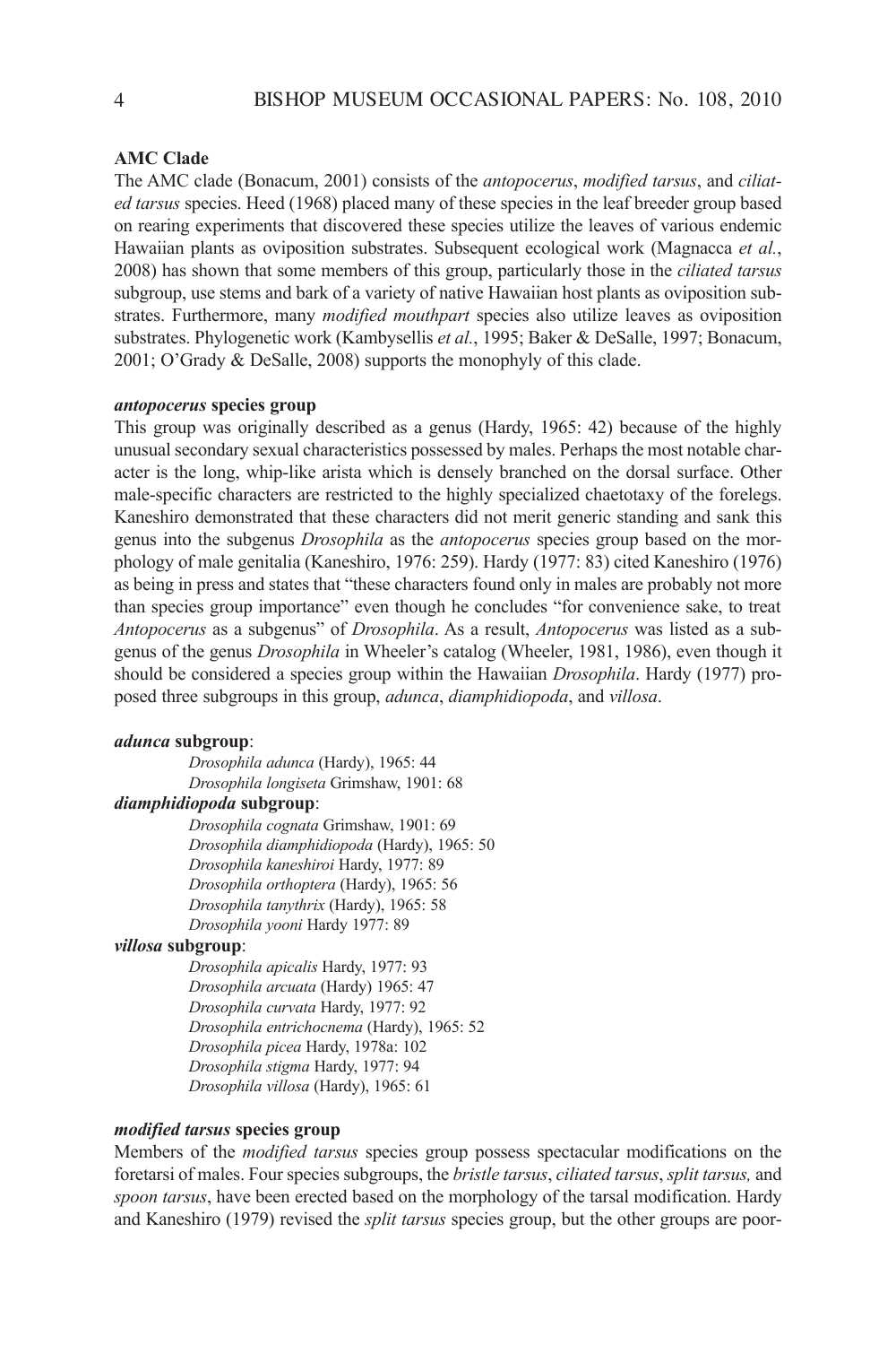### AMC Clade

The AMC clade (Bonacum, 2001) consists of the *antopocerus*, *modified tarsus*, and *ciliated tarsus* species. Heed (1968) placed many of these species in the leaf breeder group based on rearing experiments that discovered these species utilize the leaves of various endemic Hawaiian plants as oviposition substrates. Subsequent ecological work (Magnacca *et al.*, 2008) has shown that some members of this group, particularly those in the *ciliated tarsus* subgroup, use stems and bark of a variety of native Hawaiian host plants as oviposition substrates. Furthermore, many *modified mouthpart* species also utilize leaves as oviposition substrates. Phylogenetic work (Kambysellis *et al.*, 1995; Baker & DeSalle, 1997; Bonacum, 2001; O'Grady & DeSalle, 2008) supports the monophyly of this clade.

### *antopocerus* species group

This group was originally described as a genus (Hardy, 1965: 42) because of the highly unusual secondary sexual characteristics possessed by males. Perhaps the most notable character is the long, whip-like arista which is densely branched on the dorsal surface. Other male-specific characters are restricted to the highly specialized chaetotaxy of the forelegs. Kaneshiro demonstrated that these characters did not merit generic standing and sank this genus into the subgenus *Drosophila* as the *antopocerus* species group based on the morphology of male genitalia (Kaneshiro, 1976: 259). Hardy (1977: 83) cited Kaneshiro (1976) as being in press and states that "these characters found only in males are probably not more than species group importance" even though he concludes "for convenience sake, to treat *Antopocerus* as a subgenus" of *Drosophila*. As a result, *Antopocerus* was listed as a subgenus of the genus *Drosophila* in Wheeler's catalog (Wheeler, 1981, 1986), even though it should be considered a species group within the Hawaiian *Drosophila*. Hardy (1977) proposed three subgroups in this group, *adunca*, *diamphidiopoda*, and *villosa*.

***adunca* subgroup**:

- *Drosophila adunca* (Hardy), 1965: 44
- *Drosophila longiseta* Grimshaw, 1901: 68

***diamphidiopoda* subgroup**:

- *Drosophila cognata* Grimshaw, 1901: 69
- *Drosophila diamphidiopoda* (Hardy), 1965: 50
- *Drosophila kaneshiroi* Hardy, 1977: 89
- *Drosophila orthoptera* (Hardy), 1965: 56
- *Drosophila tanythrix* (Hardy), 1965: 58
- *Drosophila yooni* Hardy 1977: 89

***villosa* subgroup**:

- *Drosophila apicalis* Hardy, 1977: 93
- *Drosophila arcuata* (Hardy) 1965: 47
- *Drosophila curvata* Hardy, 1977: 92
- *Drosophila entrichocnema* (Hardy), 1965: 52
- *Drosophila picea* Hardy, 1978a: 102
- *Drosophila stigma* Hardy, 1977: 94
- *Drosophila villosa* (Hardy), 1965: 61

### *modified tarsus* species group

Members of the *modified tarsus* species group possess spectacular modifications on the foretarsi of males. Four species subgroups, the *bristle tarsus*, *ciliated tarsus*, *split tarsus,* and *spoon tarsus*, have been erected based on the morphology of the tarsal modification. Hardy and Kaneshiro (1979) revised the *split tarsus* species group, but the other groups are poor-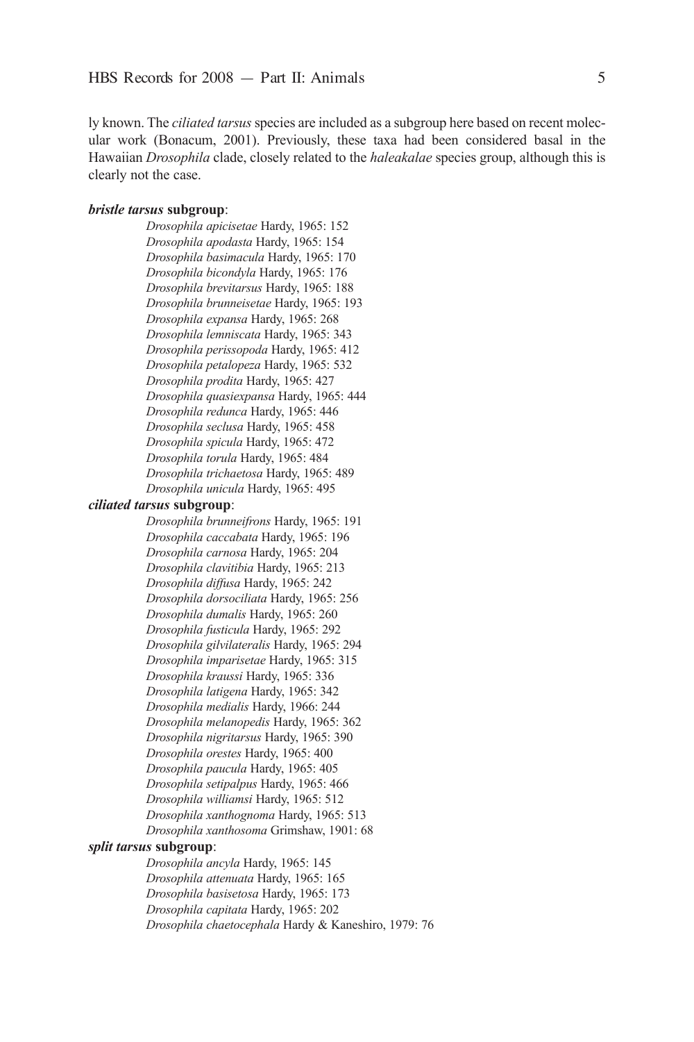ly known. The *ciliated tarsus* species are included as a subgroup here based on recent molecular work (Bonacum, 2001). Previously, these taxa had been considered basal in the Hawaiian *Drosophila* clade, closely related to the *haleakalae* species group, although this is clearly not the case.

***bristle tarsus* subgroup**:

*Drosophila apicisetae* Hardy, 1965: 152
*Drosophila apodasta* Hardy, 1965: 154
*Drosophila basimacula* Hardy, 1965: 170
*Drosophila bicondyla* Hardy, 1965: 176
*Drosophila brevitarsus* Hardy, 1965: 188
*Drosophila brunneisetae* Hardy, 1965: 193
*Drosophila expansa* Hardy, 1965: 268
*Drosophila lemniscata* Hardy, 1965: 343
*Drosophila perissopoda* Hardy, 1965: 412
*Drosophila petalopeza* Hardy, 1965: 532
*Drosophila prodita* Hardy, 1965: 427
*Drosophila quasiexpansa* Hardy, 1965: 444
*Drosophila redunca* Hardy, 1965: 446
*Drosophila seclusa* Hardy, 1965: 458
*Drosophila spicula* Hardy, 1965: 472
*Drosophila torula* Hardy, 1965: 484
*Drosophila trichaetosa* Hardy, 1965: 489
*Drosophila unicula* Hardy, 1965: 495

***ciliated tarsus* subgroup**:

*Drosophila brunneifrons* Hardy, 1965: 191
*Drosophila caccabata* Hardy, 1965: 196
*Drosophila carnosa* Hardy, 1965: 204
*Drosophila clavitibia* Hardy, 1965: 213
*Drosophila diffusa* Hardy, 1965: 242
*Drosophila dorsociliata* Hardy, 1965: 256
*Drosophila dumalis* Hardy, 1965: 260
*Drosophila fusticula* Hardy, 1965: 292
*Drosophila gilvilateralis* Hardy, 1965: 294
*Drosophila imparisetae* Hardy, 1965: 315
*Drosophila kraussi* Hardy, 1965: 336
*Drosophila latigena* Hardy, 1965: 342
*Drosophila medialis* Hardy, 1966: 244
*Drosophila melanopedis* Hardy, 1965: 362
*Drosophila nigritarsus* Hardy, 1965: 390
*Drosophila orestes* Hardy, 1965: 400
*Drosophila paucula* Hardy, 1965: 405
*Drosophila setipalpus* Hardy, 1965: 466
*Drosophila williamsi* Hardy, 1965: 512
*Drosophila xanthognoma* Hardy, 1965: 513
*Drosophila xanthosoma* Grimshaw, 1901: 68

***split tarsus* subgroup**:

*Drosophila ancyla* Hardy, 1965: 145
*Drosophila attenuata* Hardy, 1965: 165
*Drosophila basisetosa* Hardy, 1965: 173
*Drosophila capitata* Hardy, 1965: 202
*Drosophila chaetocephala* Hardy & Kaneshiro, 1979: 76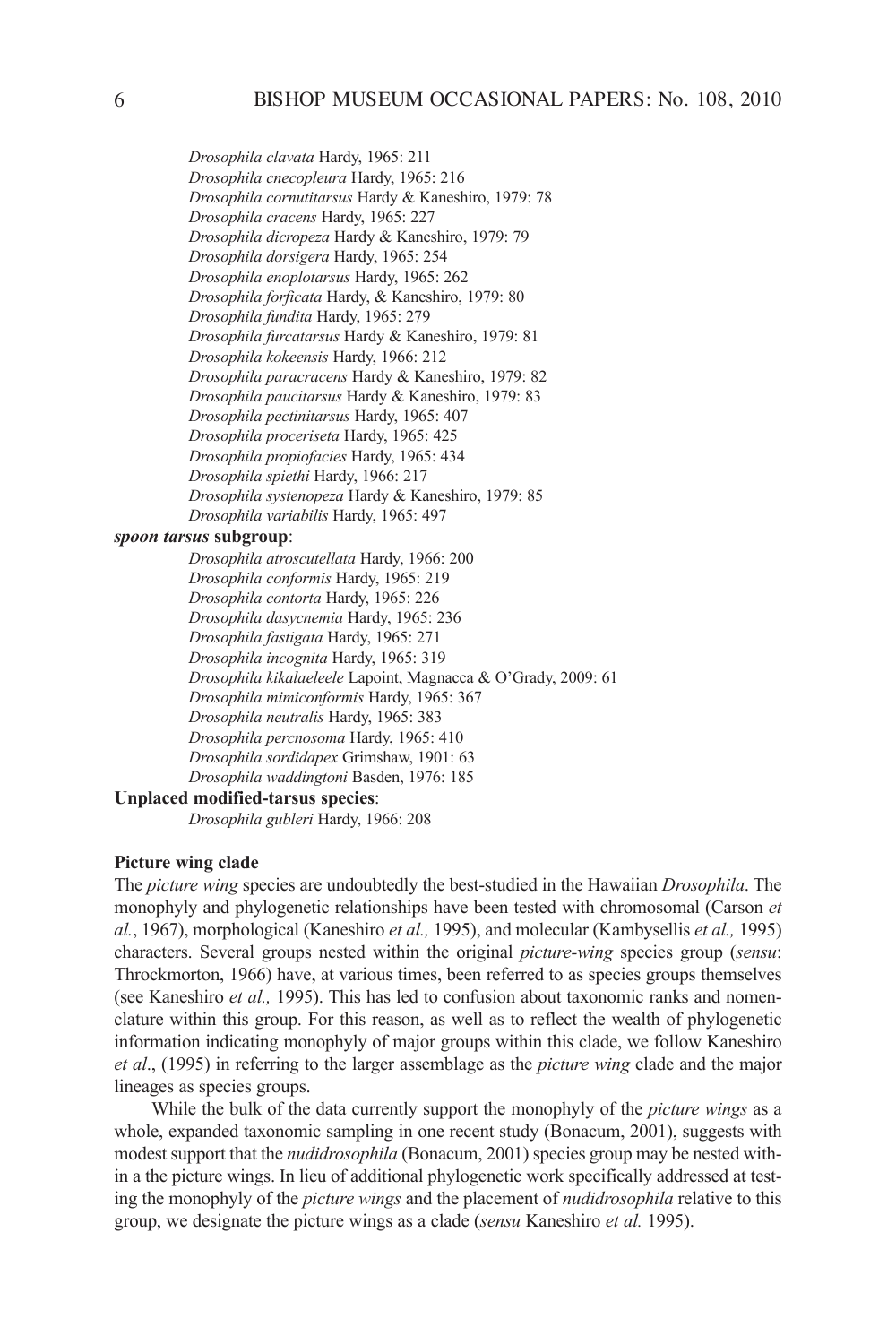*Drosophila clavata* Hardy, 1965: 211
*Drosophila cnecopleura* Hardy, 1965: 216
*Drosophila cornutitarsus* Hardy & Kaneshiro, 1979: 78
*Drosophila cracens* Hardy, 1965: 227
*Drosophila dicropeza* Hardy & Kaneshiro, 1979: 79
*Drosophila dorsigera* Hardy, 1965: 254
*Drosophila enoplotarsus* Hardy, 1965: 262
*Drosophila forficata* Hardy, & Kaneshiro, 1979: 80
*Drosophila fundita* Hardy, 1965: 279
*Drosophila furcatarsus* Hardy & Kaneshiro, 1979: 81
*Drosophila kokeensis* Hardy, 1966: 212
*Drosophila paracracens* Hardy & Kaneshiro, 1979: 82
*Drosophila paucitarsus* Hardy & Kaneshiro, 1979: 83
*Drosophila pectinitarsus* Hardy, 1965: 407
*Drosophila proceriseta* Hardy, 1965: 425
*Drosophila propiofacies* Hardy, 1965: 434
*Drosophila spiethi* Hardy, 1966: 217
*Drosophila systenopeza* Hardy & Kaneshiro, 1979: 85
*Drosophila variabilis* Hardy, 1965: 497

***spoon tarsus* subgroup**:

*Drosophila atroscutellata* Hardy, 1966: 200
*Drosophila conformis* Hardy, 1965: 219
*Drosophila contorta* Hardy, 1965: 226
*Drosophila dasycnemia* Hardy, 1965: 236
*Drosophila fastigata* Hardy, 1965: 271
*Drosophila incognita* Hardy, 1965: 319
*Drosophila kikalaeleele* Lapoint, Magnacca & O'Grady, 2009: 61
*Drosophila mimiconformis* Hardy, 1965: 367
*Drosophila neutralis* Hardy, 1965: 383
*Drosophila percnosoma* Hardy, 1965: 410
*Drosophila sordidapex* Grimshaw, 1901: 63
*Drosophila waddingtoni* Basden, 1976: 185

**Unplaced modified-tarsus species**:

*Drosophila gubleri* Hardy, 1966: 208

**Picture wing clade**

The *picture wing* species are undoubtedly the best-studied in the Hawaiian *Drosophila*. The monophyly and phylogenetic relationships have been tested with chromosomal (Carson *et al.*, 1967), morphological (Kaneshiro *et al.,* 1995), and molecular (Kambysellis *et al.,* 1995) characters. Several groups nested within the original *picture-wing* species group (*sensu*: Throckmorton, 1966) have, at various times, been referred to as species groups themselves (see Kaneshiro *et al.,* 1995). This has led to confusion about taxonomic ranks and nomenclature within this group. For this reason, as well as to reflect the wealth of phylogenetic information indicating monophyly of major groups within this clade, we follow Kaneshiro *et al*., (1995) in referring to the larger assemblage as the *picture wing* clade and the major lineages as species groups.

While the bulk of the data currently support the monophyly of the *picture wings* as a whole, expanded taxonomic sampling in one recent study (Bonacum, 2001), suggests with modest support that the *nudidrosophila* (Bonacum, 2001) species group may be nested within a the picture wings. In lieu of additional phylogenetic work specifically addressed at testing the monophyly of the *picture wings* and the placement of *nudidrosophila* relative to this group, we designate the picture wings as a clade (*sensu* Kaneshiro *et al.* 1995).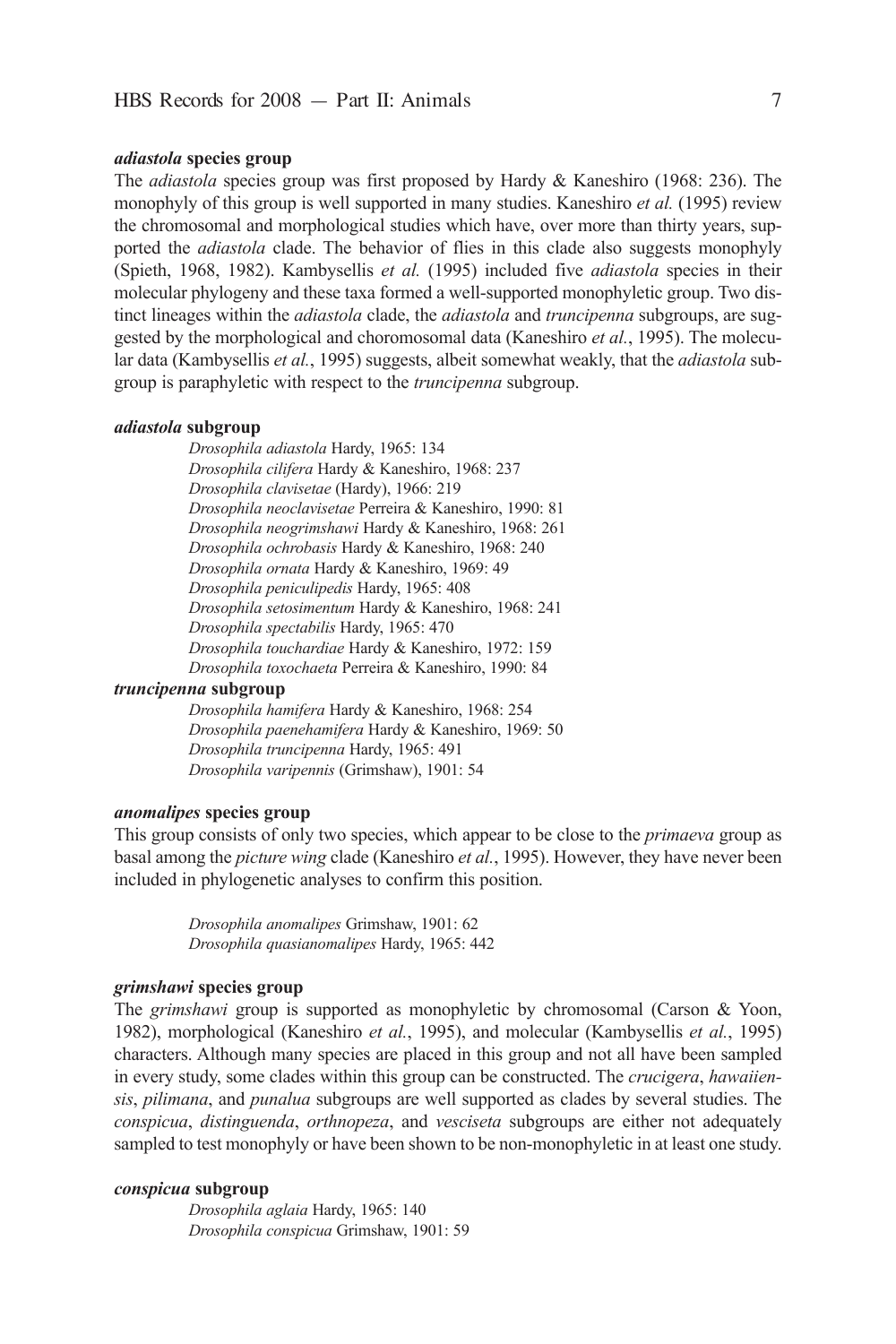### *adiastola* species group

The *adiastola* species group was first proposed by Hardy & Kaneshiro (1968: 236). The monophyly of this group is well supported in many studies. Kaneshiro *et al.* (1995) review the chromosomal and morphological studies which have, over more than thirty years, supported the *adiastola* clade. The behavior of flies in this clade also suggests monophyly (Spieth, 1968, 1982). Kambysellis *et al.* (1995) included five *adiastola* species in their molecular phylogeny and these taxa formed a well-supported monophyletic group. Two distinct lineages within the *adiastola* clade, the *adiastola* and *truncipenna* subgroups, are suggested by the morphological and choromosomal data (Kaneshiro *et al.*, 1995). The molecular data (Kambysellis *et al.*, 1995) suggests, albeit somewhat weakly, that the *adiastola* subgroup is paraphyletic with respect to the *truncipenna* subgroup.

#### *adiastola* subgroup

*Drosophila adiastola* Hardy, 1965: 134
*Drosophila cilifera* Hardy & Kaneshiro, 1968: 237
*Drosophila clavisetae* (Hardy), 1966: 219
*Drosophila neoclavisetae* Perreira & Kaneshiro, 1990: 81
*Drosophila neogrimshawi* Hardy & Kaneshiro, 1968: 261
*Drosophila ochrobasis* Hardy & Kaneshiro, 1968: 240
*Drosophila ornata* Hardy & Kaneshiro, 1969: 49
*Drosophila peniculipedis* Hardy, 1965: 408
*Drosophila setosimentum* Hardy & Kaneshiro, 1968: 241
*Drosophila spectabilis* Hardy, 1965: 470
*Drosophila touchardiae* Hardy & Kaneshiro, 1972: 159
*Drosophila toxochaeta* Perreira & Kaneshiro, 1990: 84

#### *truncipenna* subgroup

*Drosophila hamifera* Hardy & Kaneshiro, 1968: 254
*Drosophila paenehamifera* Hardy & Kaneshiro, 1969: 50
*Drosophila truncipenna* Hardy, 1965: 491
*Drosophila varipennis* (Grimshaw), 1901: 54

### *anomalipes* species group

This group consists of only two species, which appear to be close to the *primaeva* group as basal among the *picture wing* clade (Kaneshiro *et al.*, 1995). However, they have never been included in phylogenetic analyses to confirm this position.

*Drosophila anomalipes* Grimshaw, 1901: 62
*Drosophila quasianomalipes* Hardy, 1965: 442

### *grimshawi* species group

The *grimshawi* group is supported as monophyletic by chromosomal (Carson & Yoon, 1982), morphological (Kaneshiro *et al.*, 1995), and molecular (Kambysellis *et al.*, 1995) characters. Although many species are placed in this group and not all have been sampled in every study, some clades within this group can be constructed. The *crucigera*, *hawaiiensis*, *pilimana*, and *punalua* subgroups are well supported as clades by several studies. The *conspicua*, *distinguenda*, *orthnopeza*, and *vesciseta* subgroups are either not adequately sampled to test monophyly or have been shown to be non-monophyletic in at least one study.

#### *conspicua* subgroup

*Drosophila aglaia* Hardy, 1965: 140
*Drosophila conspicua* Grimshaw, 1901: 59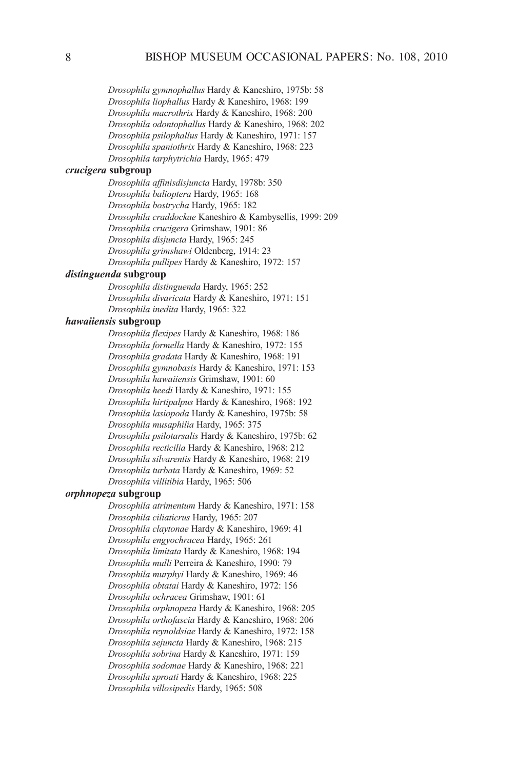*Drosophila gymnophallus* Hardy & Kaneshiro, 1975b: 58
*Drosophila liophallus* Hardy & Kaneshiro, 1968: 199
*Drosophila macrothrix* Hardy & Kaneshiro, 1968: 200
*Drosophila odontophallus* Hardy & Kaneshiro, 1968: 202
*Drosophila psilophallus* Hardy & Kaneshiro, 1971: 157
*Drosophila spaniothrix* Hardy & Kaneshiro, 1968: 223
*Drosophila tarphytrichia* Hardy, 1965: 479

***crucigera* subgroup**

*Drosophila affinisdisjuncta* Hardy, 1978b: 350
*Drosophila balioptera* Hardy, 1965: 168
*Drosophila bostrycha* Hardy, 1965: 182
*Drosophila craddockae* Kaneshiro & Kambysellis, 1999: 209
*Drosophila crucigera* Grimshaw, 1901: 86
*Drosophila disjuncta* Hardy, 1965: 245
*Drosophila grimshawi* Oldenberg, 1914: 23
*Drosophila pullipes* Hardy & Kaneshiro, 1972: 157

***distinguenda* subgroup**

*Drosophila distinguenda* Hardy, 1965: 252
*Drosophila divaricata* Hardy & Kaneshiro, 1971: 151
*Drosophila inedita* Hardy, 1965: 322

***hawaiiensis* subgroup**

*Drosophila flexipes* Hardy & Kaneshiro, 1968: 186
*Drosophila formella* Hardy & Kaneshiro, 1972: 155
*Drosophila gradata* Hardy & Kaneshiro, 1968: 191
*Drosophila gymnobasis* Hardy & Kaneshiro, 1971: 153
*Drosophila hawaiiensis* Grimshaw, 1901: 60
*Drosophila heedi* Hardy & Kaneshiro, 1971: 155
*Drosophila hirtipalpus* Hardy & Kaneshiro, 1968: 192
*Drosophila lasiopoda* Hardy & Kaneshiro, 1975b: 58
*Drosophila musaphilia* Hardy, 1965: 375
*Drosophila psilotarsalis* Hardy & Kaneshiro, 1975b: 62
*Drosophila recticilia* Hardy & Kaneshiro, 1968: 212
*Drosophila silvarentis* Hardy & Kaneshiro, 1968: 219
*Drosophila turbata* Hardy & Kaneshiro, 1969: 52
*Drosophila villitibia* Hardy, 1965: 506

***orphnopeza* subgroup**

*Drosophila atrimentum* Hardy & Kaneshiro, 1971: 158
*Drosophila ciliaticrus* Hardy, 1965: 207
*Drosophila claytonae* Hardy & Kaneshiro, 1969: 41
*Drosophila engyochracea* Hardy, 1965: 261
*Drosophila limitata* Hardy & Kaneshiro, 1968: 194
*Drosophila mulli* Perreira & Kaneshiro, 1990: 79
*Drosophila murphyi* Hardy & Kaneshiro, 1969: 46
*Drosophila obtatai* Hardy & Kaneshiro, 1972: 156
*Drosophila ochracea* Grimshaw, 1901: 61
*Drosophila orphnopeza* Hardy & Kaneshiro, 1968: 205
*Drosophila orthofascia* Hardy & Kaneshiro, 1968: 206
*Drosophila reynoldsiae* Hardy & Kaneshiro, 1972: 158
*Drosophila sejuncta* Hardy & Kaneshiro, 1968: 215
*Drosophila sobrina* Hardy & Kaneshiro, 1971: 159
*Drosophila sodomae* Hardy & Kaneshiro, 1968: 221
*Drosophila sproati* Hardy & Kaneshiro, 1968: 225
*Drosophila villosipedis* Hardy, 1965: 508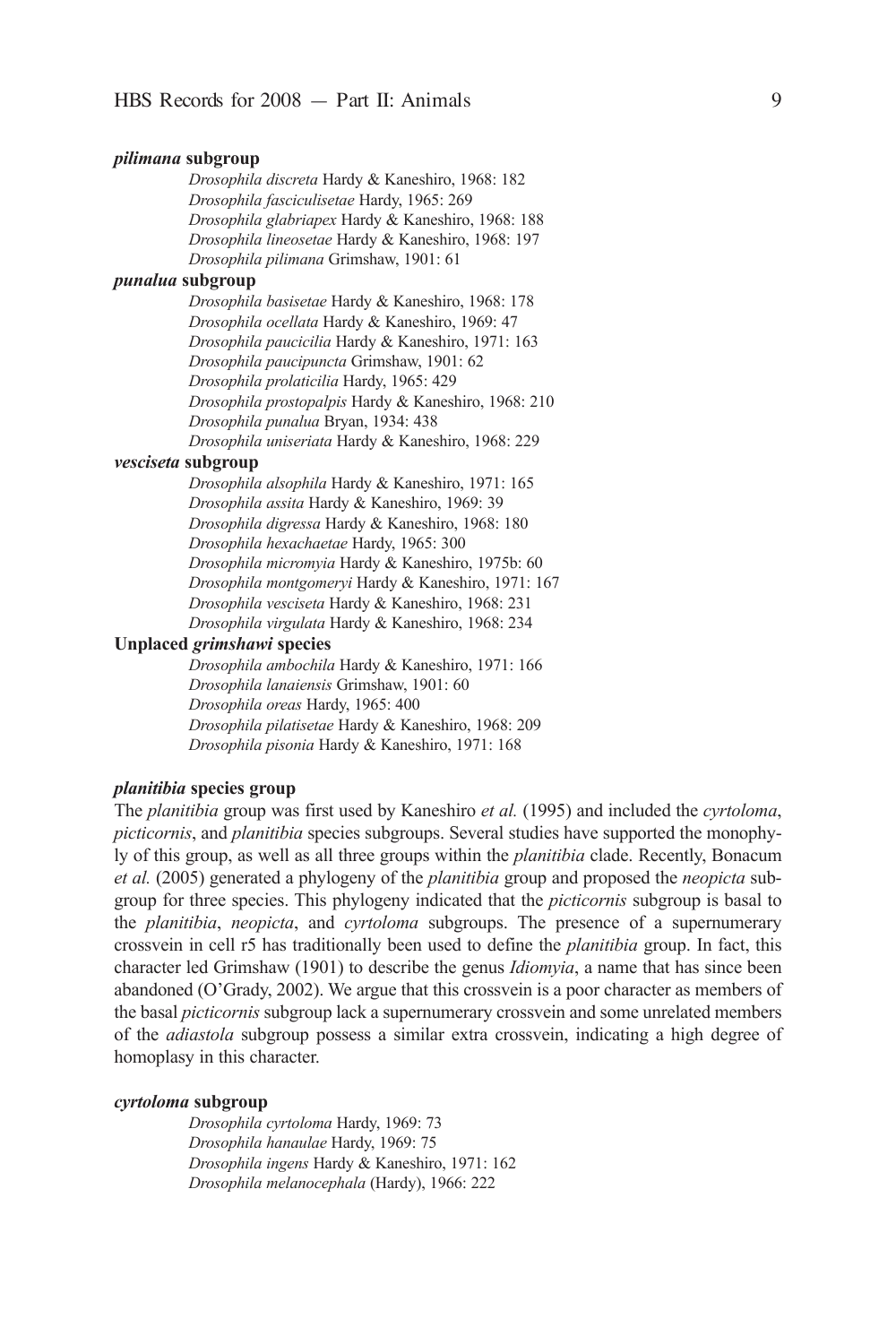#### *pilimana* subgroup

*Drosophila discreta* Hardy & Kaneshiro, 1968: 182
*Drosophila fasciculisetae* Hardy, 1965: 269
*Drosophila glabriapex* Hardy & Kaneshiro, 1968: 188
*Drosophila lineosetae* Hardy & Kaneshiro, 1968: 197
*Drosophila pilimana* Grimshaw, 1901: 61

#### *punalua* subgroup

*Drosophila basisetae* Hardy & Kaneshiro, 1968: 178
*Drosophila ocellata* Hardy & Kaneshiro, 1969: 47
*Drosophila paucicilia* Hardy & Kaneshiro, 1971: 163
*Drosophila paucipuncta* Grimshaw, 1901: 62
*Drosophila prolaticilia* Hardy, 1965: 429
*Drosophila prostopalpis* Hardy & Kaneshiro, 1968: 210
*Drosophila punalua* Bryan, 1934: 438
*Drosophila uniseriata* Hardy & Kaneshiro, 1968: 229

#### *vesciseta* subgroup

*Drosophila alsophila* Hardy & Kaneshiro, 1971: 165
*Drosophila assita* Hardy & Kaneshiro, 1969: 39
*Drosophila digressa* Hardy & Kaneshiro, 1968: 180
*Drosophila hexachaetae* Hardy, 1965: 300
*Drosophila micromyia* Hardy & Kaneshiro, 1975b: 60
*Drosophila montgomeryi* Hardy & Kaneshiro, 1971: 167
*Drosophila vesciseta* Hardy & Kaneshiro, 1968: 231
*Drosophila virgulata* Hardy & Kaneshiro, 1968: 234

#### Unplaced *grimshawi* species

*Drosophila ambochila* Hardy & Kaneshiro, 1971: 166
*Drosophila lanaiensis* Grimshaw, 1901: 60
*Drosophila oreas* Hardy, 1965: 400
*Drosophila pilatisetae* Hardy & Kaneshiro, 1968: 209
*Drosophila pisonia* Hardy & Kaneshiro, 1971: 168

### *planitibia* species group

The *planitibia* group was first used by Kaneshiro *et al.* (1995) and included the *cyrtoloma*, *picticornis*, and *planitibia* species subgroups. Several studies have supported the monophyly of this group, as well as all three groups within the *planitibia* clade. Recently, Bonacum *et al.* (2005) generated a phylogeny of the *planitibia* group and proposed the *neopicta* subgroup for three species. This phylogeny indicated that the *picticornis* subgroup is basal to the *planitibia*, *neopicta*, and *cyrtoloma* subgroups. The presence of a supernumerary crossvein in cell r5 has traditionally been used to define the *planitibia* group. In fact, this character led Grimshaw (1901) to describe the genus *Idiomyia*, a name that has since been abandoned (O'Grady, 2002). We argue that this crossvein is a poor character as members of the basal *picticornis* subgroup lack a supernumerary crossvein and some unrelated members of the *adiastola* subgroup possess a similar extra crossvein, indicating a high degree of homoplasy in this character.

#### *cyrtoloma* subgroup

*Drosophila cyrtoloma* Hardy, 1969: 73
*Drosophila hanaulae* Hardy, 1969: 75
*Drosophila ingens* Hardy & Kaneshiro, 1971: 162
*Drosophila melanocephala* (Hardy), 1966: 222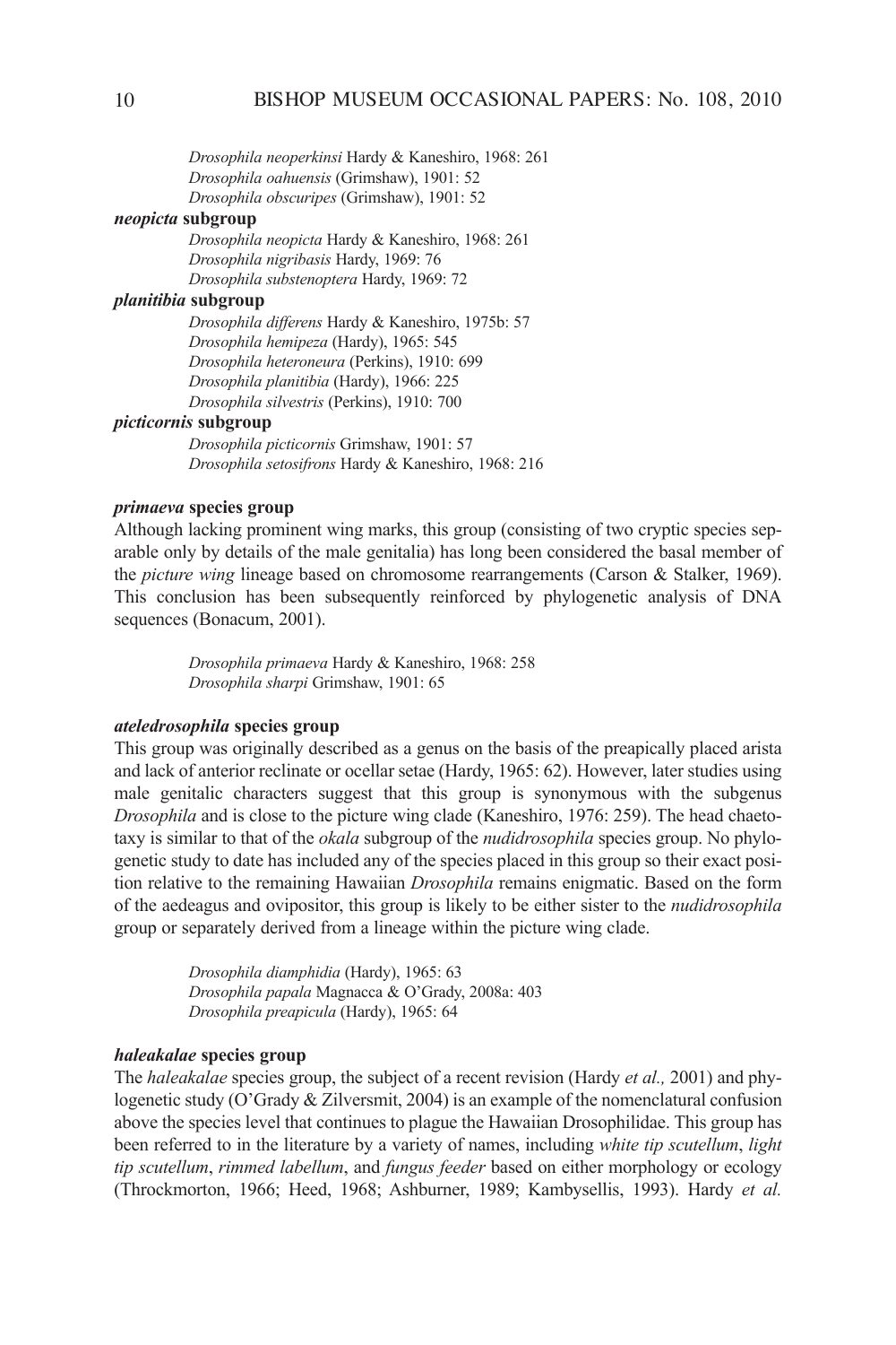*Drosophila neoperkinsi* Hardy & Kaneshiro, 1968: 261
*Drosophila oahuensis* (Grimshaw), 1901: 52
*Drosophila obscuripes* (Grimshaw), 1901: 52

***neopicta* subgroup**

*Drosophila neopicta* Hardy & Kaneshiro, 1968: 261
*Drosophila nigribasis* Hardy, 1969: 76
*Drosophila substenoptera* Hardy, 1969: 72

***planitibia* subgroup**

*Drosophila differens* Hardy & Kaneshiro, 1975b: 57
*Drosophila hemipeza* (Hardy), 1965: 545
*Drosophila heteroneura* (Perkins), 1910: 699
*Drosophila planitibia* (Hardy), 1966: 225
*Drosophila silvestris* (Perkins), 1910: 700

***picticornis* subgroup**

*Drosophila picticornis* Grimshaw, 1901: 57
*Drosophila setosifrons* Hardy & Kaneshiro, 1968: 216

### *primaeva* species group

Although lacking prominent wing marks, this group (consisting of two cryptic species separable only by details of the male genitalia) has long been considered the basal member of the *picture wing* lineage based on chromosome rearrangements (Carson & Stalker, 1969). This conclusion has been subsequently reinforced by phylogenetic analysis of DNA sequences (Bonacum, 2001).

*Drosophila primaeva* Hardy & Kaneshiro, 1968: 258
*Drosophila sharpi* Grimshaw, 1901: 65

### *ateledrosophila* species group

This group was originally described as a genus on the basis of the preapically placed arista and lack of anterior reclinate or ocellar setae (Hardy, 1965: 62). However, later studies using male genitalic characters suggest that this group is synonymous with the subgenus *Drosophila* and is close to the picture wing clade (Kaneshiro, 1976: 259). The head chaetotaxy is similar to that of the *okala* subgroup of the *nudidrosophila* species group. No phylogenetic study to date has included any of the species placed in this group so their exact position relative to the remaining Hawaiian *Drosophila* remains enigmatic. Based on the form of the aedeagus and ovipositor, this group is likely to be either sister to the *nudidrosophila* group or separately derived from a lineage within the picture wing clade.

*Drosophila diamphidia* (Hardy), 1965: 63
*Drosophila papala* Magnacca & O'Grady, 2008a: 403
*Drosophila preapicula* (Hardy), 1965: 64

### *haleakalae* species group

The *haleakalae* species group, the subject of a recent revision (Hardy *et al.,* 2001) and phylogenetic study (O'Grady & Zilversmit, 2004) is an example of the nomenclatural confusion above the species level that continues to plague the Hawaiian Drosophilidae. This group has been referred to in the literature by a variety of names, including *white tip scutellum*, *light tip scutellum*, *rimmed labellum*, and *fungus feeder* based on either morphology or ecology (Throckmorton, 1966; Heed, 1968; Ashburner, 1989; Kambysellis, 1993). Hardy *et al.*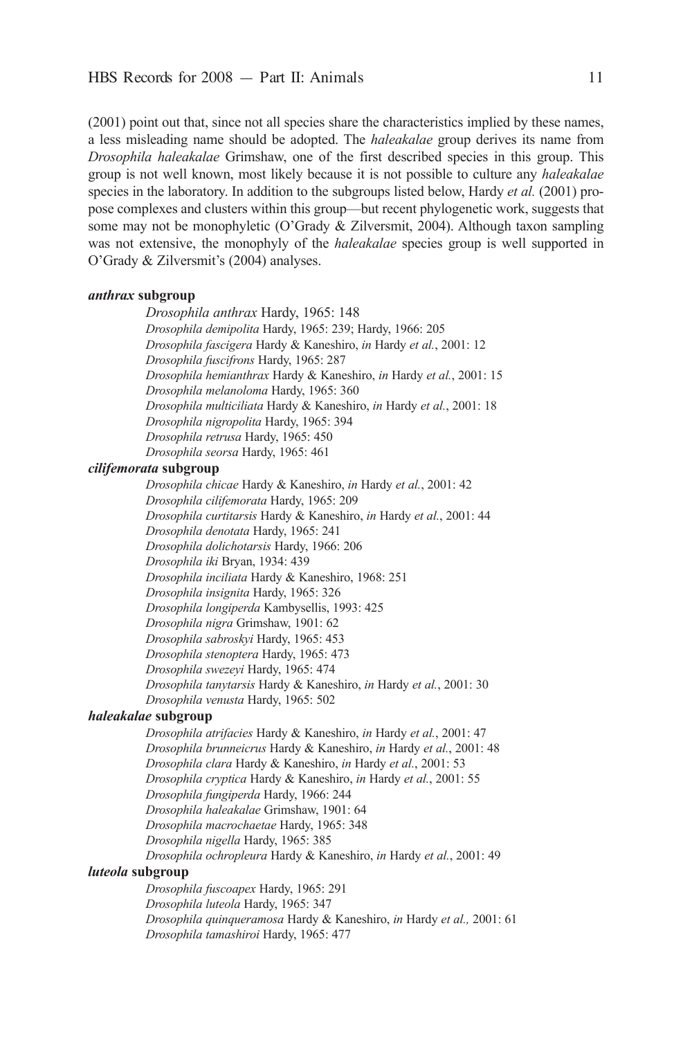(2001) point out that, since not all species share the characteristics implied by these names, a less misleading name should be adopted. The *haleakalae* group derives its name from *Drosophila haleakalae* Grimshaw, one of the first described species in this group. This group is not well known, most likely because it is not possible to culture any *haleakalae* species in the laboratory. In addition to the subgroups listed below, Hardy *et al.* (2001) propose complexes and clusters within this group—but recent phylogenetic work, suggests that some may not be monophyletic (O'Grady & Zilversmit, 2004). Although taxon sampling was not extensive, the monophyly of the *haleakalae* species group is well supported in O'Grady & Zilversmit's (2004) analyses.

***anthrax* subgroup**

- *Drosophila anthrax* Hardy, 1965: 148
- *Drosophila demipolita* Hardy, 1965: 239; Hardy, 1966: 205
- *Drosophila fascigera* Hardy & Kaneshiro, *in* Hardy *et al.*, 2001: 12
- *Drosophila fuscifrons* Hardy, 1965: 287
- *Drosophila hemianthrax* Hardy & Kaneshiro, *in* Hardy *et al.*, 2001: 15
- *Drosophila melanoloma* Hardy, 1965: 360
- *Drosophila multiciliata* Hardy & Kaneshiro, *in* Hardy *et al.*, 2001: 18
- *Drosophila nigropolita* Hardy, 1965: 394
- *Drosophila retrusa* Hardy, 1965: 450
- *Drosophila seorsa* Hardy, 1965: 461

***cilifemorata* subgroup**

- *Drosophila chicae* Hardy & Kaneshiro, *in* Hardy *et al.*, 2001: 42
- *Drosophila cilifemorata* Hardy, 1965: 209
- *Drosophila curtitarsis* Hardy & Kaneshiro, *in* Hardy *et al.*, 2001: 44
- *Drosophila denotata* Hardy, 1965: 241
- *Drosophila dolichotarsis* Hardy, 1966: 206
- *Drosophila iki* Bryan, 1934: 439
- *Drosophila inciliata* Hardy & Kaneshiro, 1968: 251
- *Drosophila insignita* Hardy, 1965: 326
- *Drosophila longiperda* Kambysellis, 1993: 425
- *Drosophila nigra* Grimshaw, 1901: 62
- *Drosophila sabroskyi* Hardy, 1965: 453
- *Drosophila stenoptera* Hardy, 1965: 473
- *Drosophila swezeyi* Hardy, 1965: 474
- *Drosophila tanytarsis* Hardy & Kaneshiro, *in* Hardy *et al.*, 2001: 30
- *Drosophila venusta* Hardy, 1965: 502

***haleakalae* subgroup**

- *Drosophila atrifacies* Hardy & Kaneshiro, *in* Hardy *et al.*, 2001: 47
- *Drosophila brunneicrus* Hardy & Kaneshiro, *in* Hardy *et al.*, 2001: 48
- *Drosophila clara* Hardy & Kaneshiro, *in* Hardy *et al.*, 2001: 53
- *Drosophila cryptica* Hardy & Kaneshiro, *in* Hardy *et al.*, 2001: 55
- *Drosophila fungiperda* Hardy, 1966: 244
- *Drosophila haleakalae* Grimshaw, 1901: 64
- *Drosophila macrochaetae* Hardy, 1965: 348
- *Drosophila nigella* Hardy, 1965: 385
- *Drosophila ochropleura* Hardy & Kaneshiro, *in* Hardy *et al.*, 2001: 49

***luteola* subgroup**

- *Drosophila fuscoapex* Hardy, 1965: 291
- *Drosophila luteola* Hardy, 1965: 347
- *Drosophila quinqueramosa* Hardy & Kaneshiro, *in* Hardy *et al.,* 2001: 61
- *Drosophila tamashiroi* Hardy, 1965: 477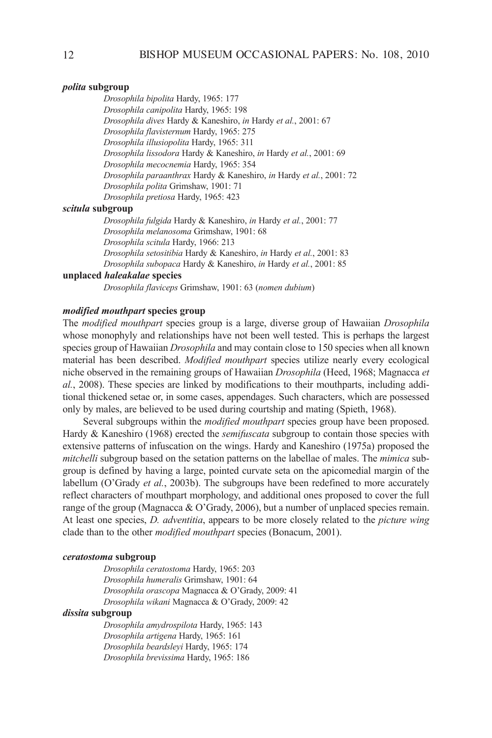#### *polita* subgroup

*Drosophila bipolita* Hardy, 1965: 177
*Drosophila canipolita* Hardy, 1965: 198
*Drosophila dives* Hardy & Kaneshiro, *in* Hardy *et al.*, 2001: 67
*Drosophila flavisternum* Hardy, 1965: 275
*Drosophila illusiopolita* Hardy, 1965: 311
*Drosophila lissodora* Hardy & Kaneshiro, *in* Hardy *et al.*, 2001: 69
*Drosophila mecocnemia* Hardy, 1965: 354
*Drosophila paraanthrax* Hardy & Kaneshiro, *in* Hardy *et al.*, 2001: 72
*Drosophila polita* Grimshaw, 1901: 71
*Drosophila pretiosa* Hardy, 1965: 423

#### *scitula* subgroup

*Drosophila fulgida* Hardy & Kaneshiro, *in* Hardy *et al.*, 2001: 77
*Drosophila melanosoma* Grimshaw, 1901: 68
*Drosophila scitula* Hardy, 1966: 213
*Drosophila setositibia* Hardy & Kaneshiro, *in* Hardy *et al.*, 2001: 83
*Drosophila subopaca* Hardy & Kaneshiro, *in* Hardy *et al.*, 2001: 85

#### unplaced *haleakalae* species

*Drosophila flaviceps* Grimshaw, 1901: 63 (*nomen dubium*)

### *modified mouthpart* species group

The *modified mouthpart* species group is a large, diverse group of Hawaiian *Drosophila* whose monophyly and relationships have not been well tested. This is perhaps the largest species group of Hawaiian *Drosophila* and may contain close to 150 species when all known material has been described. *Modified mouthpart* species utilize nearly every ecological niche observed in the remaining groups of Hawaiian *Drosophila* (Heed, 1968; Magnacca *et al.*, 2008). These species are linked by modifications to their mouthparts, including additional thickened setae or, in some cases, appendages. Such characters, which are possessed only by males, are believed to be used during courtship and mating (Spieth, 1968).

Several subgroups within the *modified mouthpart* species group have been proposed. Hardy & Kaneshiro (1968) erected the *semifuscata* subgroup to contain those species with extensive patterns of infuscation on the wings. Hardy and Kaneshiro (1975a) proposed the *mitchelli* subgroup based on the setation patterns on the labellae of males. The *mimica* subgroup is defined by having a large, pointed curvate seta on the apicomedial margin of the labellum (O'Grady *et al.*, 2003b). The subgroups have been redefined to more accurately reflect characters of mouthpart morphology, and additional ones proposed to cover the full range of the group (Magnacca & O'Grady, 2006), but a number of unplaced species remain. At least one species, *D. adventitia*, appears to be more closely related to the *picture wing* clade than to the other *modified mouthpart* species (Bonacum, 2001).

#### *ceratostoma* subgroup

*Drosophila ceratostoma* Hardy, 1965: 203
*Drosophila humeralis* Grimshaw, 1901: 64
*Drosophila orascopa* Magnacca & O'Grady, 2009: 41
*Drosophila wikani* Magnacca & O'Grady, 2009: 42

#### *dissita* subgroup

*Drosophila amydrospilota* Hardy, 1965: 143
*Drosophila artigena* Hardy, 1965: 161
*Drosophila beardsleyi* Hardy, 1965: 174
*Drosophila brevissima* Hardy, 1965: 186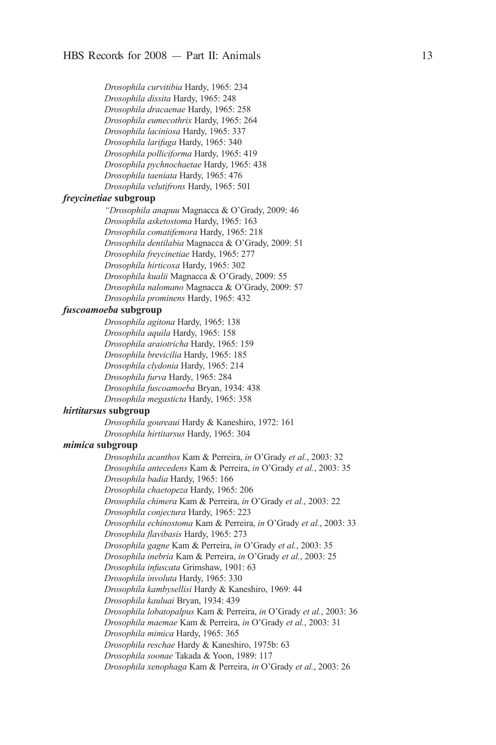*Drosophila curvitibia* Hardy, 1965: 234
*Drosophila dissita* Hardy, 1965: 248
*Drosophila dracaenae* Hardy, 1965: 258
*Drosophila eumecothrix* Hardy, 1965: 264
*Drosophila laciniosa* Hardy, 1965: 337
*Drosophila larifuga* Hardy, 1965: 340
*Drosophila polliciforma* Hardy, 1965: 419
*Drosophila pychnochaetae* Hardy, 1965: 438
*Drosophila taeniata* Hardy, 1965: 476
*Drosophila velutifrons* Hardy, 1965: 501

***freycinetiae* subgroup**

*"Drosophila anapuu* Magnacca & O'Grady, 2009: 46
*Drosophila asketostoma* Hardy, 1965: 163
*Drosophila comatifemora* Hardy, 1965: 218
*Drosophila dentilabia* Magnacca & O'Grady, 2009: 51
*Drosophila freycinetiae* Hardy, 1965: 277
*Drosophila hirticoxa* Hardy, 1965: 302
*Drosophila kualii* Magnacca & O'Grady, 2009: 55
*Drosophila nalomano* Magnacca & O'Grady, 2009: 57
*Drosophila prominens* Hardy, 1965: 432

***fuscoamoeba* subgroup**

*Drosophila agitona* Hardy, 1965: 138
*Drosophila aquila* Hardy, 1965: 158
*Drosophila araiotricha* Hardy, 1965: 159
*Drosophila brevicilia* Hardy, 1965: 185
*Drosophila clydonia* Hardy, 1965: 214
*Drosophila furva* Hardy, 1965: 284
*Drosophila fuscoamoeba* Bryan, 1934: 438
*Drosophila megasticta* Hardy, 1965: 358

***hirtitarsus* subgroup**

*Drosophila goureaui* Hardy & Kaneshiro, 1972: 161
*Drosophila hirtitarsus* Hardy, 1965: 304

***mimica* subgroup**

*Drosophila acanthos* Kam & Perreira, *in* O'Grady *et al.*, 2003: 32
*Drosophila antecedens* Kam & Perreira, *in* O'Grady *et al.*, 2003: 35
*Drosophila badia* Hardy, 1965: 166
*Drosophila chaetopeza* Hardy, 1965: 206
*Drosophila chimera* Kam & Perreira, *in* O'Grady *et al.*, 2003: 22
*Drosophila conjectura* Hardy, 1965: 223
*Drosophila echinostoma* Kam & Perreira, *in* O'Grady *et al.*, 2003: 33
*Drosophila flavibasis* Hardy, 1965: 273
*Drosophila gagne* Kam & Perreira, *in* O'Grady *et al.*, 2003: 35
*Drosophila inebria* Kam & Perreira, *in* O'Grady *et al.*, 2003: 25
*Drosophila infuscata* Grimshaw, 1901: 63
*Drosophila involuta* Hardy, 1965: 330
*Drosophila kambysellisi* Hardy & Kaneshiro, 1969: 44
*Drosophila kauluai* Bryan, 1934: 439
*Drosophila lobatopalpus* Kam & Perreira, *in* O'Grady *et al.*, 2003: 36
*Drosophila maemae* Kam & Perreira, *in* O'Grady *et al.*, 2003: 31
*Drosophila mimica* Hardy, 1965: 365
*Drosophila reschae* Hardy & Kaneshiro, 1975b: 63
*Drosophila soonae* Takada & Yoon, 1989: 117
*Drosophila xenophaga* Kam & Perreira, *in* O'Grady *et al.*, 2003: 26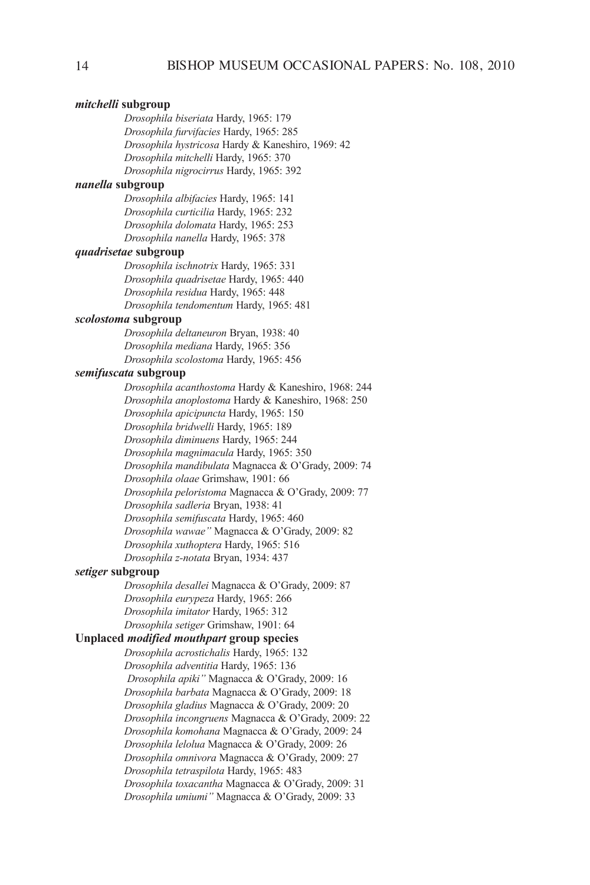***mitchelli* subgroup**

*Drosophila biseriata* Hardy, 1965: 179
*Drosophila furvifacies* Hardy, 1965: 285
*Drosophila hystricosa* Hardy & Kaneshiro, 1969: 42
*Drosophila mitchelli* Hardy, 1965: 370
*Drosophila nigrocirrus* Hardy, 1965: 392

***nanella* subgroup**

*Drosophila albifacies* Hardy, 1965: 141
*Drosophila curticilia* Hardy, 1965: 232
*Drosophila dolomata* Hardy, 1965: 253
*Drosophila nanella* Hardy, 1965: 378

***quadrisetae* subgroup**

*Drosophila ischnotrix* Hardy, 1965: 331
*Drosophila quadrisetae* Hardy, 1965: 440
*Drosophila residua* Hardy, 1965: 448
*Drosophila tendomentum* Hardy, 1965: 481

***scolostoma* subgroup**

*Drosophila deltaneuron* Bryan, 1938: 40
*Drosophila mediana* Hardy, 1965: 356
*Drosophila scolostoma* Hardy, 1965: 456

***semifuscata* subgroup**

*Drosophila acanthostoma* Hardy & Kaneshiro, 1968: 244
*Drosophila anoplostoma* Hardy & Kaneshiro, 1968: 250
*Drosophila apicipuncta* Hardy, 1965: 150
*Drosophila bridwelli* Hardy, 1965: 189
*Drosophila diminuens* Hardy, 1965: 244
*Drosophila magnimacula* Hardy, 1965: 350
*Drosophila mandibulata* Magnacca & O'Grady, 2009: 74
*Drosophila olaae* Grimshaw, 1901: 66
*Drosophila peloristoma* Magnacca & O'Grady, 2009: 77
*Drosophila sadleria* Bryan, 1938: 41
*Drosophila semifuscata* Hardy, 1965: 460
*Drosophila wawae"* Magnacca & O'Grady, 2009: 82
*Drosophila xuthoptera* Hardy, 1965: 516
*Drosophila z-notata* Bryan, 1934: 437

***setiger* subgroup**

*Drosophila desallei* Magnacca & O'Grady, 2009: 87
*Drosophila eurypeza* Hardy, 1965: 266
*Drosophila imitator* Hardy, 1965: 312
*Drosophila setiger* Grimshaw, 1901: 64

**Unplaced *modified mouthpart* group species**

*Drosophila acrostichalis* Hardy, 1965: 132
*Drosophila adventitia* Hardy, 1965: 136
*Drosophila apiki"* Magnacca & O'Grady, 2009: 16
*Drosophila barbata* Magnacca & O'Grady, 2009: 18
*Drosophila gladius* Magnacca & O'Grady, 2009: 20
*Drosophila incongruens* Magnacca & O'Grady, 2009: 22
*Drosophila komohana* Magnacca & O'Grady, 2009: 24
*Drosophila lelolua* Magnacca & O'Grady, 2009: 26
*Drosophila omnivora* Magnacca & O'Grady, 2009: 27
*Drosophila tetraspilota* Hardy, 1965: 483
*Drosophila toxacantha* Magnacca & O'Grady, 2009: 31
*Drosophila umiumi"* Magnacca & O'Grady, 2009: 33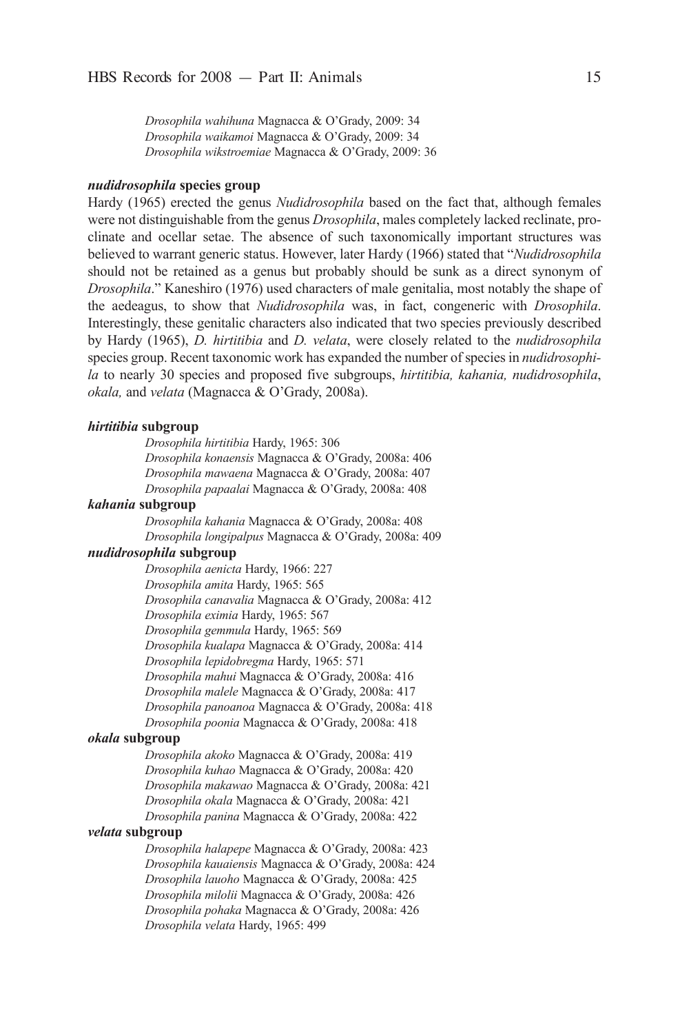*Drosophila wahihuna* Magnacca & O'Grady, 2009: 34
*Drosophila waikamoi* Magnacca & O'Grady, 2009: 34
*Drosophila wikstroemiae* Magnacca & O'Grady, 2009: 36

### ***nudidrosophila*** **species group**

Hardy (1965) erected the genus *Nudidrosophila* based on the fact that, although females were not distinguishable from the genus *Drosophila*, males completely lacked reclinate, proclinate and ocellar setae. The absence of such taxonomically important structures was believed to warrant generic status. However, later Hardy (1966) stated that "*Nudidrosophila* should not be retained as a genus but probably should be sunk as a direct synonym of *Drosophila*." Kaneshiro (1976) used characters of male genitalia, most notably the shape of the aedeagus, to show that *Nudidrosophila* was, in fact, congeneric with *Drosophila*. Interestingly, these genitalic characters also indicated that two species previously described by Hardy (1965), *D. hirtitibia* and *D. velata*, were closely related to the *nudidrosophila* species group. Recent taxonomic work has expanded the number of species in *nudidrosophila* to nearly 30 species and proposed five subgroups, *hirtitibia, kahania, nudidrosophila*, *okala,* and *velata* (Magnacca & O'Grady, 2008a).

#### ***hirtitibia*** **subgroup**

*Drosophila hirtitibia* Hardy, 1965: 306
*Drosophila konaensis* Magnacca & O'Grady, 2008a: 406
*Drosophila mawaena* Magnacca & O'Grady, 2008a: 407
*Drosophila papaalai* Magnacca & O'Grady, 2008a: 408

#### ***kahania*** **subgroup**

*Drosophila kahania* Magnacca & O'Grady, 2008a: 408
*Drosophila longipalpus* Magnacca & O'Grady, 2008a: 409

#### ***nudidrosophila*** **subgroup**

*Drosophila aenicta* Hardy, 1966: 227
*Drosophila amita* Hardy, 1965: 565
*Drosophila canavalia* Magnacca & O'Grady, 2008a: 412
*Drosophila eximia* Hardy, 1965: 567
*Drosophila gemmula* Hardy, 1965: 569
*Drosophila kualapa* Magnacca & O'Grady, 2008a: 414
*Drosophila lepidobregma* Hardy, 1965: 571
*Drosophila mahui* Magnacca & O'Grady, 2008a: 416
*Drosophila malele* Magnacca & O'Grady, 2008a: 417
*Drosophila panoanoa* Magnacca & O'Grady, 2008a: 418
*Drosophila poonia* Magnacca & O'Grady, 2008a: 418

#### ***okala*** **subgroup**

*Drosophila akoko* Magnacca & O'Grady, 2008a: 419
*Drosophila kuhao* Magnacca & O'Grady, 2008a: 420
*Drosophila makawao* Magnacca & O'Grady, 2008a: 421
*Drosophila okala* Magnacca & O'Grady, 2008a: 421
*Drosophila panina* Magnacca & O'Grady, 2008a: 422

#### ***velata*** **subgroup**

*Drosophila halapepe* Magnacca & O'Grady, 2008a: 423
*Drosophila kauaiensis* Magnacca & O'Grady, 2008a: 424
*Drosophila lauoho* Magnacca & O'Grady, 2008a: 425
*Drosophila milolii* Magnacca & O'Grady, 2008a: 426
*Drosophila pohaka* Magnacca & O'Grady, 2008a: 426
*Drosophila velata* Hardy, 1965: 499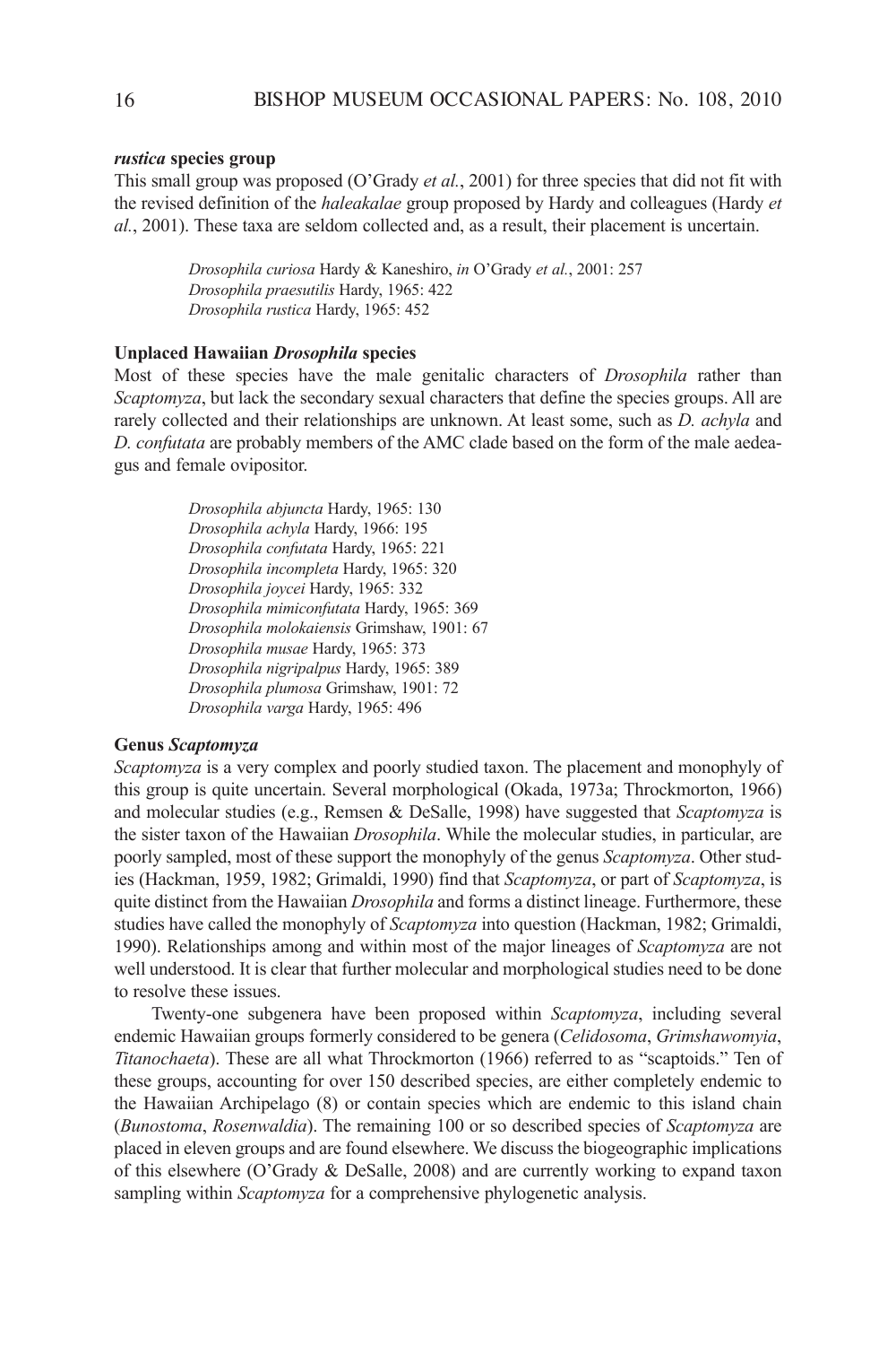### *rustica* species group

This small group was proposed (O'Grady *et al.*, 2001) for three species that did not fit with the revised definition of the *haleakalae* group proposed by Hardy and colleagues (Hardy *et al.*, 2001). These taxa are seldom collected and, as a result, their placement is uncertain.

*Drosophila curiosa* Hardy & Kaneshiro, *in* O'Grady *et al.*, 2001: 257
*Drosophila praesutilis* Hardy, 1965: 422
*Drosophila rustica* Hardy, 1965: 452

### Unplaced Hawaiian *Drosophila* species

Most of these species have the male genitalic characters of *Drosophila* rather than *Scaptomyza*, but lack the secondary sexual characters that define the species groups. All are rarely collected and their relationships are unknown. At least some, such as *D. achyla* and *D. confutata* are probably members of the AMC clade based on the form of the male aedeagus and female ovipositor.

*Drosophila abjuncta* Hardy, 1965: 130
*Drosophila achyla* Hardy, 1966: 195
*Drosophila confutata* Hardy, 1965: 221
*Drosophila incompleta* Hardy, 1965: 320
*Drosophila joycei* Hardy, 1965: 332
*Drosophila mimiconfutata* Hardy, 1965: 369
*Drosophila molokaiensis* Grimshaw, 1901: 67
*Drosophila musae* Hardy, 1965: 373
*Drosophila nigripalpus* Hardy, 1965: 389
*Drosophila plumosa* Grimshaw, 1901: 72
*Drosophila varga* Hardy, 1965: 496

### Genus *Scaptomyza*

*Scaptomyza* is a very complex and poorly studied taxon. The placement and monophyly of this group is quite uncertain. Several morphological (Okada, 1973a; Throckmorton, 1966) and molecular studies (e.g., Remsen & DeSalle, 1998) have suggested that *Scaptomyza* is the sister taxon of the Hawaiian *Drosophila*. While the molecular studies, in particular, are poorly sampled, most of these support the monophyly of the genus *Scaptomyza*. Other studies (Hackman, 1959, 1982; Grimaldi, 1990) find that *Scaptomyza*, or part of *Scaptomyza*, is quite distinct from the Hawaiian *Drosophila* and forms a distinct lineage. Furthermore, these studies have called the monophyly of *Scaptomyza* into question (Hackman, 1982; Grimaldi, 1990). Relationships among and within most of the major lineages of *Scaptomyza* are not well understood. It is clear that further molecular and morphological studies need to be done to resolve these issues.

Twenty-one subgenera have been proposed within *Scaptomyza*, including several endemic Hawaiian groups formerly considered to be genera (*Celidosoma*, *Grimshawomyia*, *Titanochaeta*). These are all what Throckmorton (1966) referred to as "scaptoids." Ten of these groups, accounting for over 150 described species, are either completely endemic to the Hawaiian Archipelago (8) or contain species which are endemic to this island chain (*Bunostoma*, *Rosenwaldia*). The remaining 100 or so described species of *Scaptomyza* are placed in eleven groups and are found elsewhere. We discuss the biogeographic implications of this elsewhere (O'Grady & DeSalle, 2008) and are currently working to expand taxon sampling within *Scaptomyza* for a comprehensive phylogenetic analysis.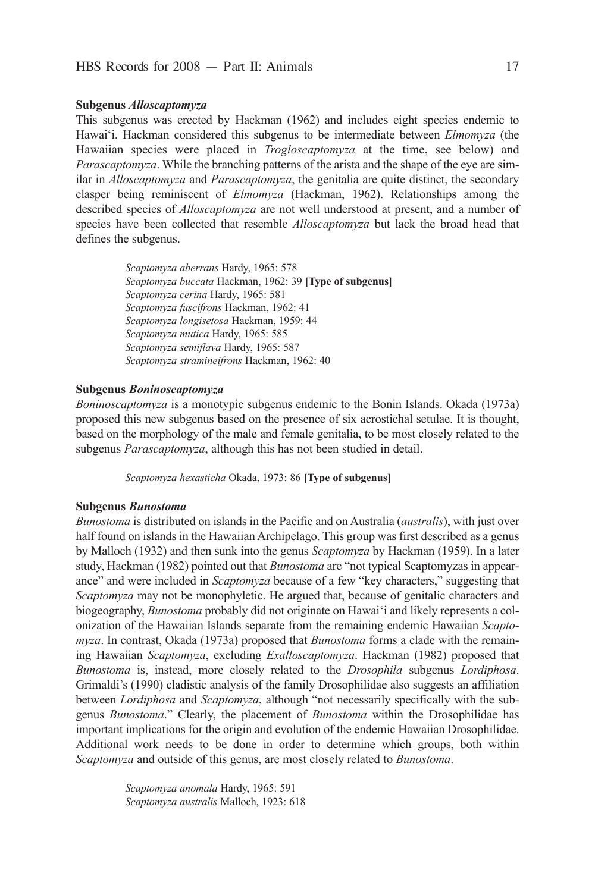### Subgenus *Alloscaptomyza*

This subgenus was erected by Hackman (1962) and includes eight species endemic to Hawai'i. Hackman considered this subgenus to be intermediate between *Elmomyza* (the Hawaiian species were placed in *Trogloscaptomyza* at the time, see below) and *Parascaptomyza*. While the branching patterns of the arista and the shape of the eye are similar in *Alloscaptomyza* and *Parascaptomyza*, the genitalia are quite distinct, the secondary clasper being reminiscent of *Elmomyza* (Hackman, 1962). Relationships among the described species of *Alloscaptomyza* are not well understood at present, and a number of species have been collected that resemble *Alloscaptomyza* but lack the broad head that defines the subgenus.

*Scaptomyza aberrans* Hardy, 1965: 578
*Scaptomyza buccata* Hackman, 1962: 39 **[Type of subgenus]**
*Scaptomyza cerina* Hardy, 1965: 581
*Scaptomyza fuscifrons* Hackman, 1962: 41
*Scaptomyza longisetosa* Hackman, 1959: 44
*Scaptomyza mutica* Hardy, 1965: 585
*Scaptomyza semiflava* Hardy, 1965: 587
*Scaptomyza stramineifrons* Hackman, 1962: 40

### Subgenus *Boninoscaptomyza*

*Boninoscaptomyza* is a monotypic subgenus endemic to the Bonin Islands. Okada (1973a) proposed this new subgenus based on the presence of six acrostichal setulae. It is thought, based on the morphology of the male and female genitalia, to be most closely related to the subgenus *Parascaptomyza*, although this has not been studied in detail.

*Scaptomyza hexasticha* Okada, 1973: 86 **[Type of subgenus]**

### Subgenus *Bunostoma*

*Bunostoma* is distributed on islands in the Pacific and on Australia (*australis*), with just over half found on islands in the Hawaiian Archipelago. This group was first described as a genus by Malloch (1932) and then sunk into the genus *Scaptomyza* by Hackman (1959). In a later study, Hackman (1982) pointed out that *Bunostoma* are "not typical Scaptomyzas in appearance" and were included in *Scaptomyza* because of a few "key characters," suggesting that *Scaptomyza* may not be monophyletic. He argued that, because of genitalic characters and biogeography, *Bunostoma* probably did not originate on Hawai'i and likely represents a colonization of the Hawaiian Islands separate from the remaining endemic Hawaiian *Scaptomyza*. In contrast, Okada (1973a) proposed that *Bunostoma* forms a clade with the remaining Hawaiian *Scaptomyza*, excluding *Exalloscaptomyza*. Hackman (1982) proposed that *Bunostoma* is, instead, more closely related to the *Drosophila* subgenus *Lordiphosa*. Grimaldi's (1990) cladistic analysis of the family Drosophilidae also suggests an affiliation between *Lordiphosa* and *Scaptomyza*, although "not necessarily specifically with the subgenus *Bunostoma*." Clearly, the placement of *Bunostoma* within the Drosophilidae has important implications for the origin and evolution of the endemic Hawaiian Drosophilidae. Additional work needs to be done in order to determine which groups, both within *Scaptomyza* and outside of this genus, are most closely related to *Bunostoma*.

*Scaptomyza anomala* Hardy, 1965: 591
*Scaptomyza australis* Malloch, 1923: 618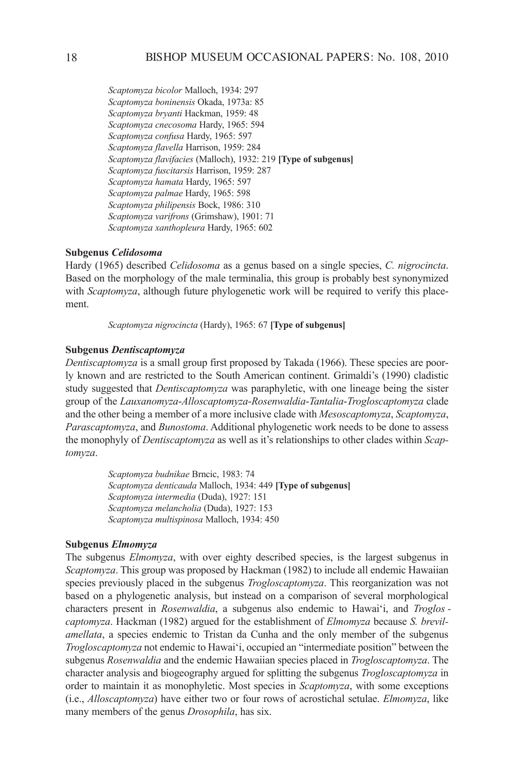*Scaptomyza bicolor* Malloch, 1934: 297
*Scaptomyza boninensis* Okada, 1973a: 85
*Scaptomyza bryanti* Hackman, 1959: 48
*Scaptomyza cnecosoma* Hardy, 1965: 594
*Scaptomyza confusa* Hardy, 1965: 597
*Scaptomyza flavella* Harrison, 1959: 284
*Scaptomyza flavifacies* (Malloch), 1932: 219 **[Type of subgenus]**
*Scaptomyza fuscitarsis* Harrison, 1959: 287
*Scaptomyza hamata* Hardy, 1965: 597
*Scaptomyza palmae* Hardy, 1965: 598
*Scaptomyza philipensis* Bock, 1986: 310
*Scaptomyza varifrons* (Grimshaw), 1901: 71
*Scaptomyza xanthopleura* Hardy, 1965: 602

**Subgenus *Celidosoma***

Hardy (1965) described *Celidosoma* as a genus based on a single species, *C. nigrocincta*. Based on the morphology of the male terminalia, this group is probably best synonymized with *Scaptomyza*, although future phylogenetic work will be required to verify this placement.

*Scaptomyza nigrocincta* (Hardy), 1965: 67 **[Type of subgenus]**

**Subgenus *Dentiscaptomyza***

*Dentiscaptomyza* is a small group first proposed by Takada (1966). These species are poorly known and are restricted to the South American continent. Grimaldi's (1990) cladistic study suggested that *Dentiscaptomyza* was paraphyletic, with one lineage being the sister group of the *Lauxanomyza-Alloscaptomyza-Rosenwaldia-Tantalia-Trogloscaptomyza* clade and the other being a member of a more inclusive clade with *Mesoscaptomyza*, *Scaptomyza*, *Parascaptomyza*, and *Bunostoma*. Additional phylogenetic work needs to be done to assess the monophyly of *Dentiscaptomyza* as well as it's relationships to other clades within *Scaptomyza*.

*Scaptomyza budnikae* Brncic, 1983: 74
*Scaptomyza denticauda* Malloch, 1934: 449 **[Type of subgenus]**
*Scaptomyza intermedia* (Duda), 1927: 151
*Scaptomyza melancholia* (Duda), 1927: 153
*Scaptomyza multispinosa* Malloch, 1934: 450

**Subgenus *Elmomyza***

The subgenus *Elmomyza*, with over eighty described species, is the largest subgenus in *Scaptomyza*. This group was proposed by Hackman (1982) to include all endemic Hawaiian species previously placed in the subgenus *Trogloscaptomyza*. This reorganization was not based on a phylogenetic analysis, but instead on a comparison of several morphological characters present in *Rosenwaldia*, a subgenus also endemic to Hawai'i, and *Trogloscaptomyza*. Hackman (1982) argued for the establishment of *Elmomyza* because *S. brevilamellata*, a species endemic to Tristan da Cunha and the only member of the subgenus *Trogloscaptomyza* not endemic to Hawai'i, occupied an "intermediate position" between the subgenus *Rosenwaldia* and the endemic Hawaiian species placed in *Trogloscaptomyza*. The character analysis and biogeography argued for splitting the subgenus *Trogloscaptomyza* in order to maintain it as monophyletic. Most species in *Scaptomyza*, with some exceptions (i.e., *Alloscaptomyza*) have either two or four rows of acrostichal setulae. *Elmomyza*, like many members of the genus *Drosophila*, has six.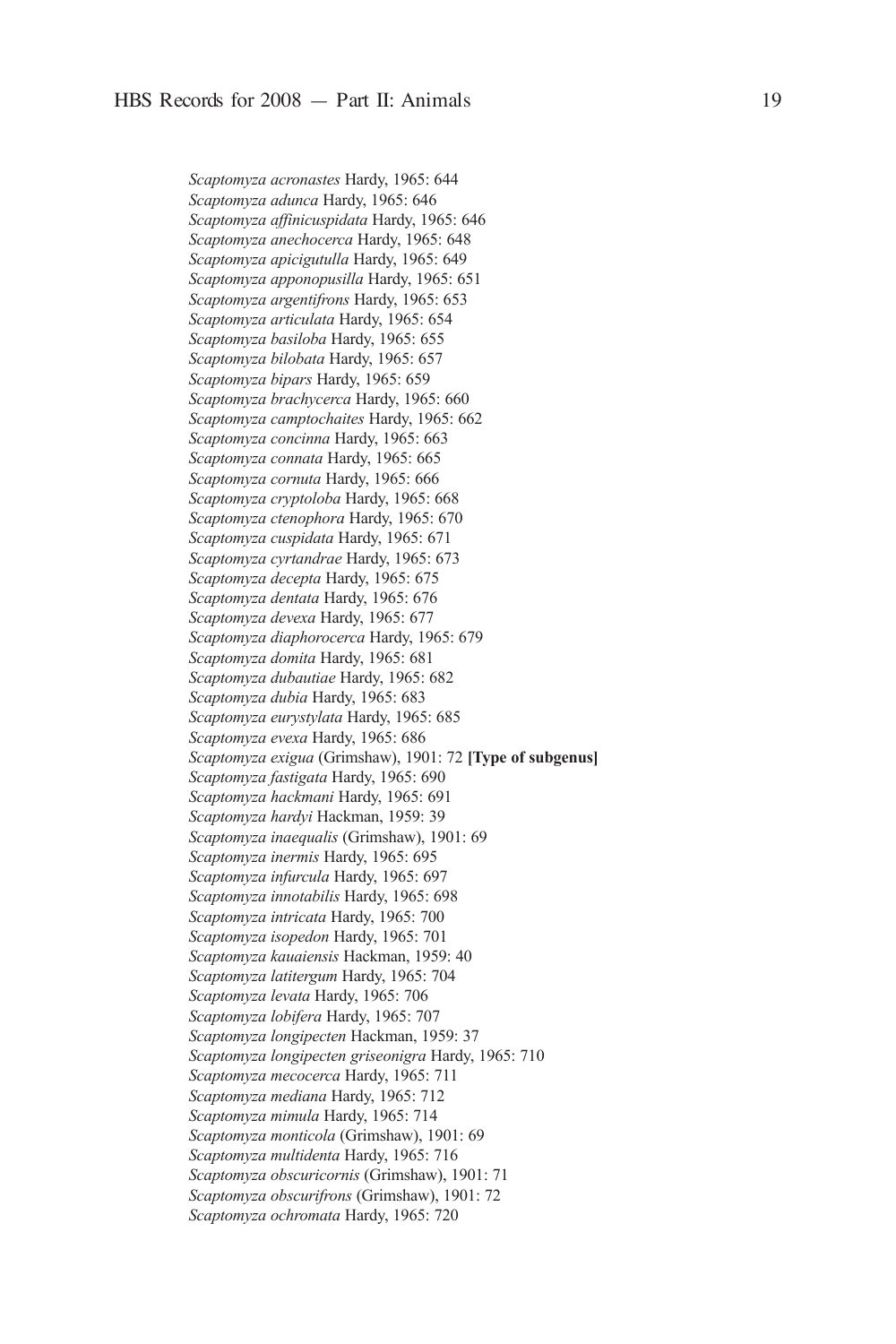*Scaptomyza acronastes* Hardy, 1965: 644
*Scaptomyza adunca* Hardy, 1965: 646
*Scaptomyza affinicuspidata* Hardy, 1965: 646
*Scaptomyza anechocerca* Hardy, 1965: 648
*Scaptomyza apicigutulla* Hardy, 1965: 649
*Scaptomyza apponopusilla* Hardy, 1965: 651
*Scaptomyza argentifrons* Hardy, 1965: 653
*Scaptomyza articulata* Hardy, 1965: 654
*Scaptomyza basiloba* Hardy, 1965: 655
*Scaptomyza bilobata* Hardy, 1965: 657
*Scaptomyza bipars* Hardy, 1965: 659
*Scaptomyza brachycerca* Hardy, 1965: 660
*Scaptomyza camptochaites* Hardy, 1965: 662
*Scaptomyza concinna* Hardy, 1965: 663
*Scaptomyza connata* Hardy, 1965: 665
*Scaptomyza cornuta* Hardy, 1965: 666
*Scaptomyza cryptoloba* Hardy, 1965: 668
*Scaptomyza ctenophora* Hardy, 1965: 670
*Scaptomyza cuspidata* Hardy, 1965: 671
*Scaptomyza cyrtandrae* Hardy, 1965: 673
*Scaptomyza decepta* Hardy, 1965: 675
*Scaptomyza dentata* Hardy, 1965: 676
*Scaptomyza devexa* Hardy, 1965: 677
*Scaptomyza diaphorocerca* Hardy, 1965: 679
*Scaptomyza domita* Hardy, 1965: 681
*Scaptomyza dubautiae* Hardy, 1965: 682
*Scaptomyza dubia* Hardy, 1965: 683
*Scaptomyza eurystylata* Hardy, 1965: 685
*Scaptomyza evexa* Hardy, 1965: 686
*Scaptomyza exigua* (Grimshaw), 1901: 72 **[Type of subgenus]**
*Scaptomyza fastigata* Hardy, 1965: 690
*Scaptomyza hackmani* Hardy, 1965: 691
*Scaptomyza hardyi* Hackman, 1959: 39
*Scaptomyza inaequalis* (Grimshaw), 1901: 69
*Scaptomyza inermis* Hardy, 1965: 695
*Scaptomyza infurcula* Hardy, 1965: 697
*Scaptomyza innotabilis* Hardy, 1965: 698
*Scaptomyza intricata* Hardy, 1965: 700
*Scaptomyza isopedon* Hardy, 1965: 701
*Scaptomyza kauaiensis* Hackman, 1959: 40
*Scaptomyza latitergum* Hardy, 1965: 704
*Scaptomyza levata* Hardy, 1965: 706
*Scaptomyza lobifera* Hardy, 1965: 707
*Scaptomyza longipecten* Hackman, 1959: 37
*Scaptomyza longipecten griseonigra* Hardy, 1965: 710
*Scaptomyza mecocerca* Hardy, 1965: 711
*Scaptomyza mediana* Hardy, 1965: 712
*Scaptomyza mimula* Hardy, 1965: 714
*Scaptomyza monticola* (Grimshaw), 1901: 69
*Scaptomyza multidenta* Hardy, 1965: 716
*Scaptomyza obscuricornis* (Grimshaw), 1901: 71
*Scaptomyza obscurifrons* (Grimshaw), 1901: 72
*Scaptomyza ochromata* Hardy, 1965: 720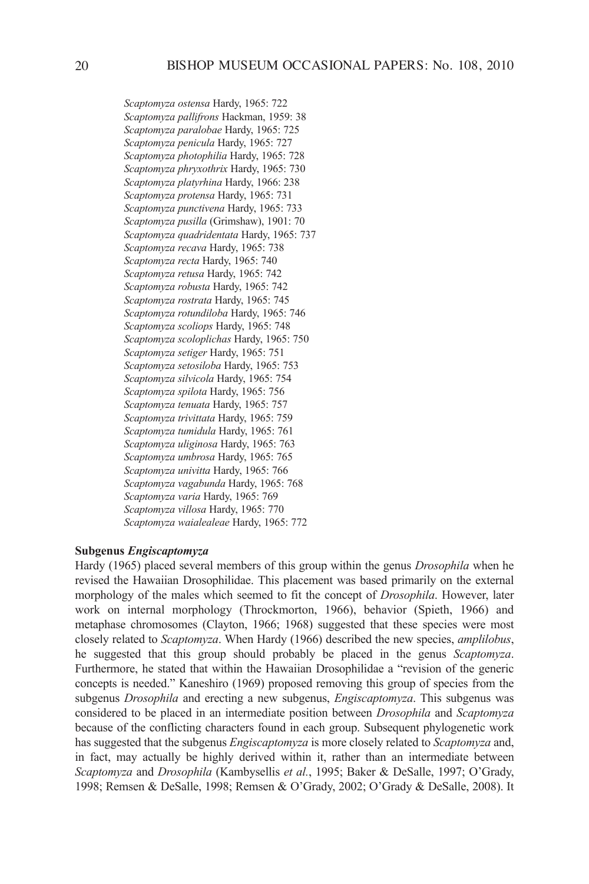*Scaptomyza ostensa* Hardy, 1965: 722
*Scaptomyza pallifrons* Hackman, 1959: 38
*Scaptomyza paralobae* Hardy, 1965: 725
*Scaptomyza penicula* Hardy, 1965: 727
*Scaptomyza photophilia* Hardy, 1965: 728
*Scaptomyza phryxothrix* Hardy, 1965: 730
*Scaptomyza platyrhina* Hardy, 1966: 238
*Scaptomyza protensa* Hardy, 1965: 731
*Scaptomyza punctivena* Hardy, 1965: 733
*Scaptomyza pusilla* (Grimshaw), 1901: 70
*Scaptomyza quadridentata* Hardy, 1965: 737
*Scaptomyza recava* Hardy, 1965: 738
*Scaptomyza recta* Hardy, 1965: 740
*Scaptomyza retusa* Hardy, 1965: 742
*Scaptomyza robusta* Hardy, 1965: 742
*Scaptomyza rostrata* Hardy, 1965: 745
*Scaptomyza rotundiloba* Hardy, 1965: 746
*Scaptomyza scoliops* Hardy, 1965: 748
*Scaptomyza scoloplichas* Hardy, 1965: 750
*Scaptomyza setiger* Hardy, 1965: 751
*Scaptomyza setosiloba* Hardy, 1965: 753
*Scaptomyza silvicola* Hardy, 1965: 754
*Scaptomyza spilota* Hardy, 1965: 756
*Scaptomyza tenuata* Hardy, 1965: 757
*Scaptomyza trivittata* Hardy, 1965: 759
*Scaptomyza tumidula* Hardy, 1965: 761
*Scaptomyza uliginosa* Hardy, 1965: 763
*Scaptomyza umbrosa* Hardy, 1965: 765
*Scaptomyza univitta* Hardy, 1965: 766
*Scaptomyza vagabunda* Hardy, 1965: 768
*Scaptomyza varia* Hardy, 1965: 769
*Scaptomyza villosa* Hardy, 1965: 770
*Scaptomyza waialealeae* Hardy, 1965: 772

**Subgenus *Engiscaptomyza***

Hardy (1965) placed several members of this group within the genus *Drosophila* when he revised the Hawaiian Drosophilidae. This placement was based primarily on the external morphology of the males which seemed to fit the concept of *Drosophila*. However, later work on internal morphology (Throckmorton, 1966), behavior (Spieth, 1966) and metaphase chromosomes (Clayton, 1966; 1968) suggested that these species were most closely related to *Scaptomyza*. When Hardy (1966) described the new species, *amplilobus*, he suggested that this group should probably be placed in the genus *Scaptomyza*. Furthermore, he stated that within the Hawaiian Drosophilidae a "revision of the generic concepts is needed." Kaneshiro (1969) proposed removing this group of species from the subgenus *Drosophila* and erecting a new subgenus, *Engiscaptomyza*. This subgenus was considered to be placed in an intermediate position between *Drosophila* and *Scaptomyza* because of the conflicting characters found in each group. Subsequent phylogenetic work has suggested that the subgenus *Engiscaptomyza* is more closely related to *Scaptomyza* and, in fact, may actually be highly derived within it, rather than an intermediate between *Scaptomyza* and *Drosophila* (Kambysellis *et al.*, 1995; Baker & DeSalle, 1997; O'Grady, 1998; Remsen & DeSalle, 1998; Remsen & O'Grady, 2002; O'Grady & DeSalle, 2008). It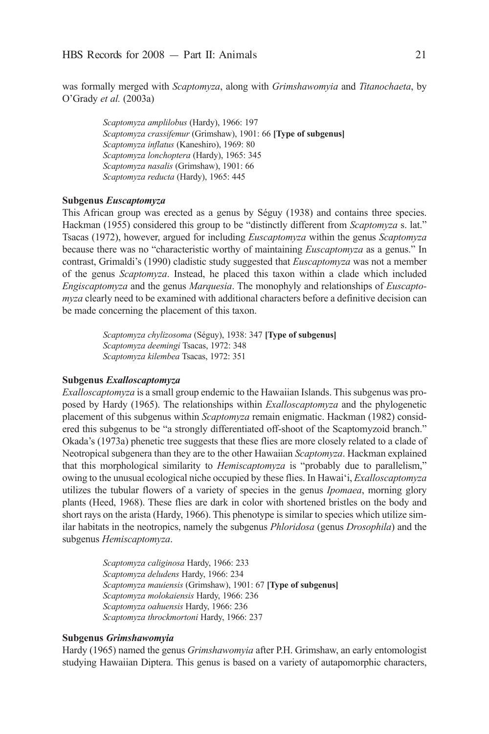was formally merged with *Scaptomyza*, along with *Grimshawomyia* and *Titanochaeta*, by O'Grady *et al.* (2003a)

*Scaptomyza amplilobus* (Hardy), 1966: 197
*Scaptomyza crassifemur* (Grimshaw), 1901: 66 **[Type of subgenus]**
*Scaptomyza inflatus* (Kaneshiro), 1969: 80
*Scaptomyza lonchoptera* (Hardy), 1965: 345
*Scaptomyza nasalis* (Grimshaw), 1901: 66
*Scaptomyza reducta* (Hardy), 1965: 445

### Subgenus *Euscaptomyza*

This African group was erected as a genus by Séguy (1938) and contains three species. Hackman (1955) considered this group to be "distinctly different from *Scaptomyza* s. lat." Tsacas (1972), however, argued for including *Euscaptomyza* within the genus *Scaptomyza* because there was no "characteristic worthy of maintaining *Euscaptomyza* as a genus." In contrast, Grimaldi's (1990) cladistic study suggested that *Euscaptomyza* was not a member of the genus *Scaptomyza*. Instead, he placed this taxon within a clade which included *Engiscaptomyza* and the genus *Marquesia*. The monophyly and relationships of *Euscaptomyza* clearly need to be examined with additional characters before a definitive decision can be made concerning the placement of this taxon.

*Scaptomyza chylizosoma* (Séguy), 1938: 347 **[Type of subgenus]**
*Scaptomyza deemingi* Tsacas, 1972: 348
*Scaptomyza kilembea* Tsacas, 1972: 351

### Subgenus *Exalloscaptomyza*

*Exalloscaptomyza* is a small group endemic to the Hawaiian Islands. This subgenus was proposed by Hardy (1965). The relationships within *Exalloscaptomyza* and the phylogenetic placement of this subgenus within *Scaptomyza* remain enigmatic. Hackman (1982) considered this subgenus to be "a strongly differentiated off-shoot of the Scaptomyzoid branch." Okada's (1973a) phenetic tree suggests that these flies are more closely related to a clade of Neotropical subgenera than they are to the other Hawaiian *Scaptomyza*. Hackman explained that this morphological similarity to *Hemiscaptomyza* is "probably due to parallelism," owing to the unusual ecological niche occupied by these flies. In Hawai'i, *Exalloscaptomyza* utilizes the tubular flowers of a variety of species in the genus *Ipomaea*, morning glory plants (Heed, 1968). These flies are dark in color with shortened bristles on the body and short rays on the arista (Hardy, 1966). This phenotype is similar to species which utilize similar habitats in the neotropics, namely the subgenus *Phloridosa* (genus *Drosophila*) and the subgenus *Hemiscaptomyza*.

*Scaptomyza caliginosa* Hardy, 1966: 233
*Scaptomyza deludens* Hardy, 1966: 234
*Scaptomyza mauiensis* (Grimshaw), 1901: 67 **[Type of subgenus]**
*Scaptomyza molokaiensis* Hardy, 1966: 236
*Scaptomyza oahuensis* Hardy, 1966: 236
*Scaptomyza throckmortoni* Hardy, 1966: 237

### Subgenus *Grimshawomyia*

Hardy (1965) named the genus *Grimshawomyia* after P.H. Grimshaw, an early entomologist studying Hawaiian Diptera. This genus is based on a variety of autapomorphic characters,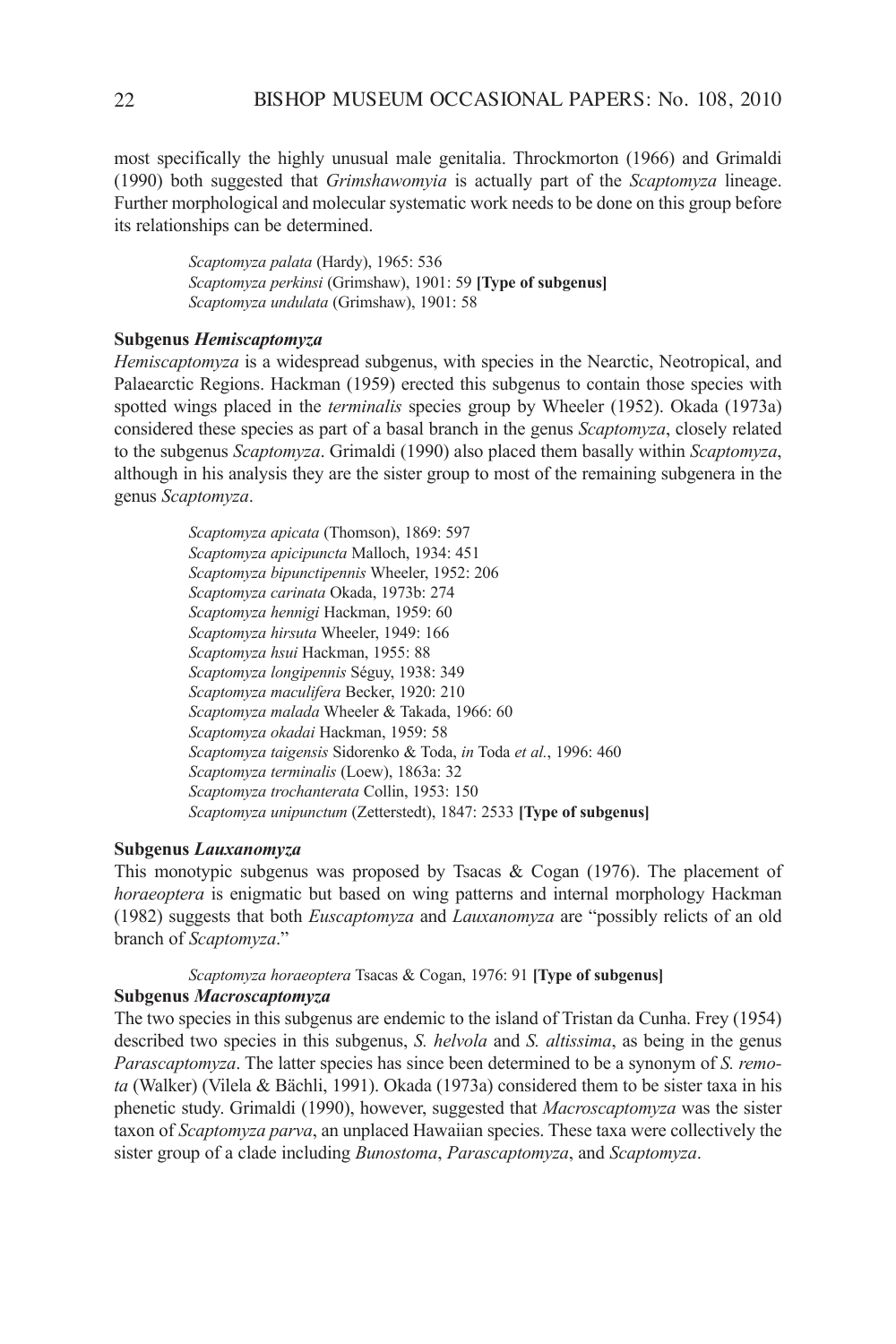most specifically the highly unusual male genitalia. Throckmorton (1966) and Grimaldi (1990) both suggested that *Grimshawomyia* is actually part of the *Scaptomyza* lineage. Further morphological and molecular systematic work needs to be done on this group before its relationships can be determined.

> *Scaptomyza palata* (Hardy), 1965: 536
> *Scaptomyza perkinsi* (Grimshaw), 1901: 59 **[Type of subgenus]**
> *Scaptomyza undulata* (Grimshaw), 1901: 58

**Subgenus *Hemiscaptomyza***

*Hemiscaptomyza* is a widespread subgenus, with species in the Nearctic, Neotropical, and Palaearctic Regions. Hackman (1959) erected this subgenus to contain those species with spotted wings placed in the *terminalis* species group by Wheeler (1952). Okada (1973a) considered these species as part of a basal branch in the genus *Scaptomyza*, closely related to the subgenus *Scaptomyza*. Grimaldi (1990) also placed them basally within *Scaptomyza*, although in his analysis they are the sister group to most of the remaining subgenera in the genus *Scaptomyza*.

> *Scaptomyza apicata* (Thomson), 1869: 597
> *Scaptomyza apicipuncta* Malloch, 1934: 451
> *Scaptomyza bipunctipennis* Wheeler, 1952: 206
> *Scaptomyza carinata* Okada, 1973b: 274
> *Scaptomyza hennigi* Hackman, 1959: 60
> *Scaptomyza hirsuta* Wheeler, 1949: 166
> *Scaptomyza hsui* Hackman, 1955: 88
> *Scaptomyza longipennis* Séguy, 1938: 349
> *Scaptomyza maculifera* Becker, 1920: 210
> *Scaptomyza malada* Wheeler & Takada, 1966: 60
> *Scaptomyza okadai* Hackman, 1959: 58
> *Scaptomyza taigensis* Sidorenko & Toda, *in* Toda *et al.*, 1996: 460
> *Scaptomyza terminalis* (Loew), 1863a: 32
> *Scaptomyza trochanterata* Collin, 1953: 150
> *Scaptomyza unipunctum* (Zetterstedt), 1847: 2533 **[Type of subgenus]**

**Subgenus *Lauxanomyza***

This monotypic subgenus was proposed by Tsacas & Cogan (1976). The placement of *horaeoptera* is enigmatic but based on wing patterns and internal morphology Hackman (1982) suggests that both *Euscaptomyza* and *Lauxanomyza* are "possibly relicts of an old branch of *Scaptomyza*."

> *Scaptomyza horaeoptera* Tsacas & Cogan, 1976: 91 **[Type of subgenus]**

**Subgenus *Macroscaptomyza***

The two species in this subgenus are endemic to the island of Tristan da Cunha. Frey (1954) described two species in this subgenus, *S. helvola* and *S. altissima*, as being in the genus *Parascaptomyza*. The latter species has since been determined to be a synonym of *S. remota* (Walker) (Vilela & Bächli, 1991). Okada (1973a) considered them to be sister taxa in his phenetic study. Grimaldi (1990), however, suggested that *Macroscaptomyza* was the sister taxon of *Scaptomyza parva*, an unplaced Hawaiian species. These taxa were collectively the sister group of a clade including *Bunostoma*, *Parascaptomyza*, and *Scaptomyza*.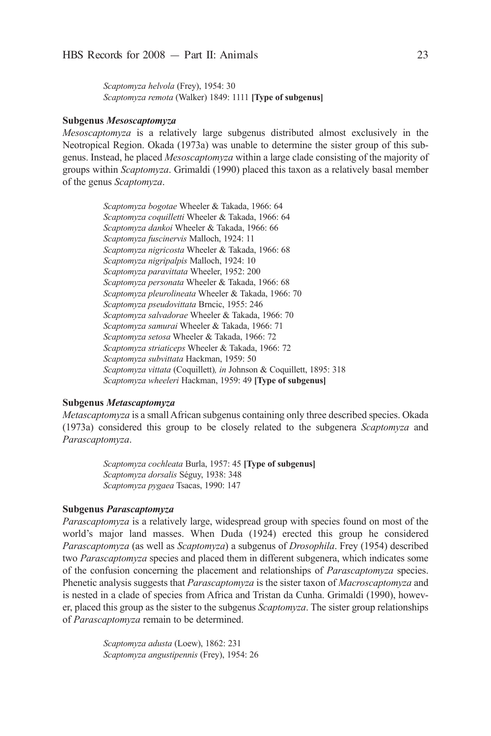*Scaptomyza helvola* (Frey), 1954: 30
*Scaptomyza remota* (Walker) 1849: 1111 **[Type of subgenus]**

**Subgenus *Mesoscaptomyza***

*Mesoscaptomyza* is a relatively large subgenus distributed almost exclusively in the Neotropical Region. Okada (1973a) was unable to determine the sister group of this subgenus. Instead, he placed *Mesoscaptomyza* within a large clade consisting of the majority of groups within *Scaptomyza*. Grimaldi (1990) placed this taxon as a relatively basal member of the genus *Scaptomyza*.

*Scaptomyza bogotae* Wheeler & Takada, 1966: 64
*Scaptomyza coquilletti* Wheeler & Takada, 1966: 64
*Scaptomyza dankoi* Wheeler & Takada, 1966: 66
*Scaptomyza fuscinervis* Malloch, 1924: 11
*Scaptomyza nigricosta* Wheeler & Takada, 1966: 68
*Scaptomyza nigripalpis* Malloch, 1924: 10
*Scaptomyza paravittata* Wheeler, 1952: 200
*Scaptomyza personata* Wheeler & Takada, 1966: 68
*Scaptomyza pleurolineata* Wheeler & Takada, 1966: 70
*Scaptomyza pseudovittata* Brncic, 1955: 246
*Scaptomyza salvadorae* Wheeler & Takada, 1966: 70
*Scaptomyza samurai* Wheeler & Takada, 1966: 71
*Scaptomyza setosa* Wheeler & Takada, 1966: 72
*Scaptomyza striaticeps* Wheeler & Takada, 1966: 72
*Scaptomyza subvittata* Hackman, 1959: 50
*Scaptomyza vittata* (Coquillett)*, in* Johnson & Coquillett, 1895: 318
*Scaptomyza wheeleri* Hackman, 1959: 49 **[Type of subgenus]**

**Subgenus *Metascaptomyza***

*Metascaptomyza* is a small African subgenus containing only three described species. Okada (1973a) considered this group to be closely related to the subgenera *Scaptomyza* and *Parascaptomyza*.

*Scaptomyza cochleata* Burla, 1957: 45 **[Type of subgenus]**
*Scaptomyza dorsalis* Séguy, 1938: 348
*Scaptomyza pygaea* Tsacas, 1990: 147

**Subgenus *Parascaptomyza***

*Parascaptomyza* is a relatively large, widespread group with species found on most of the world's major land masses. When Duda (1924) erected this group he considered *Parascaptomyza* (as well as *Scaptomyza*) a subgenus of *Drosophila*. Frey (1954) described two *Parascaptomyza* species and placed them in different subgenera, which indicates some of the confusion concerning the placement and relationships of *Parascaptomyza* species. Phenetic analysis suggests that *Parascaptomyza* is the sister taxon of *Macroscaptomyza* and is nested in a clade of species from Africa and Tristan da Cunha. Grimaldi (1990), however, placed this group as the sister to the subgenus *Scaptomyza*. The sister group relationships of *Parascaptomyza* remain to be determined.

*Scaptomyza adusta* (Loew), 1862: 231
*Scaptomyza angustipennis* (Frey), 1954: 26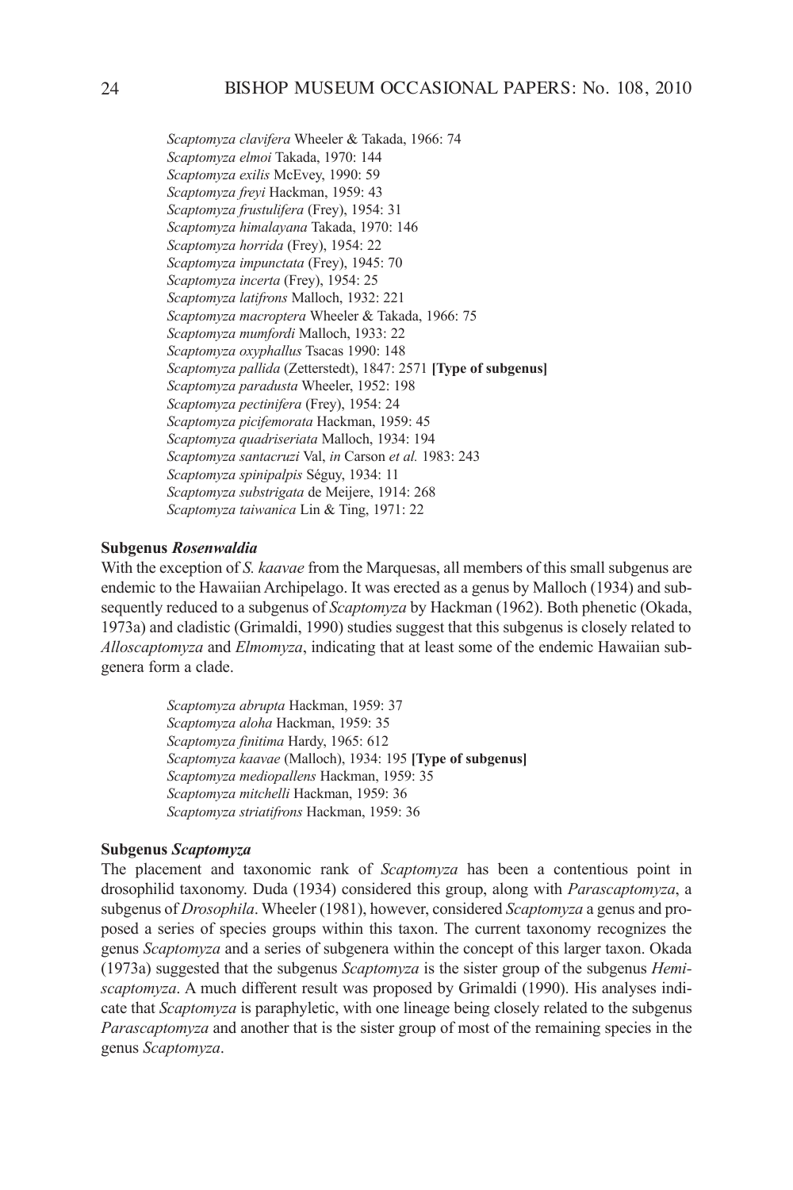*Scaptomyza clavifera* Wheeler & Takada, 1966: 74
*Scaptomyza elmoi* Takada, 1970: 144
*Scaptomyza exilis* McEvey, 1990: 59
*Scaptomyza freyi* Hackman, 1959: 43
*Scaptomyza frustulifera* (Frey), 1954: 31
*Scaptomyza himalayana* Takada, 1970: 146
*Scaptomyza horrida* (Frey), 1954: 22
*Scaptomyza impunctata* (Frey), 1945: 70
*Scaptomyza incerta* (Frey), 1954: 25
*Scaptomyza latifrons* Malloch, 1932: 221
*Scaptomyza macroptera* Wheeler & Takada, 1966: 75
*Scaptomyza mumfordi* Malloch, 1933: 22
*Scaptomyza oxyphallus* Tsacas 1990: 148
*Scaptomyza pallida* (Zetterstedt), 1847: 2571 **[Type of subgenus]**
*Scaptomyza paradusta* Wheeler, 1952: 198
*Scaptomyza pectinifera* (Frey), 1954: 24
*Scaptomyza picifemorata* Hackman, 1959: 45
*Scaptomyza quadriseriata* Malloch, 1934: 194
*Scaptomyza santacruzi* Val, *in* Carson *et al.* 1983: 243
*Scaptomyza spinipalpis* Séguy, 1934: 11
*Scaptomyza substrigata* de Meijere, 1914: 268
*Scaptomyza taiwanica* Lin & Ting, 1971: 22

**Subgenus *Rosenwaldia***

With the exception of *S. kaavae* from the Marquesas, all members of this small subgenus are endemic to the Hawaiian Archipelago. It was erected as a genus by Malloch (1934) and subsequently reduced to a subgenus of *Scaptomyza* by Hackman (1962). Both phenetic (Okada, 1973a) and cladistic (Grimaldi, 1990) studies suggest that this subgenus is closely related to *Alloscaptomyza* and *Elmomyza*, indicating that at least some of the endemic Hawaiian subgenera form a clade.

*Scaptomyza abrupta* Hackman, 1959: 37
*Scaptomyza aloha* Hackman, 1959: 35
*Scaptomyza finitima* Hardy, 1965: 612
*Scaptomyza kaavae* (Malloch), 1934: 195 **[Type of subgenus]**
*Scaptomyza mediopallens* Hackman, 1959: 35
*Scaptomyza mitchelli* Hackman, 1959: 36
*Scaptomyza striatifrons* Hackman, 1959: 36

**Subgenus *Scaptomyza***

The placement and taxonomic rank of *Scaptomyza* has been a contentious point in drosophilid taxonomy. Duda (1934) considered this group, along with *Parascaptomyza*, a subgenus of *Drosophila*. Wheeler (1981), however, considered *Scaptomyza* a genus and proposed a series of species groups within this taxon. The current taxonomy recognizes the genus *Scaptomyza* and a series of subgenera within the concept of this larger taxon. Okada (1973a) suggested that the subgenus *Scaptomyza* is the sister group of the subgenus *Hemiscaptomyza*. A much different result was proposed by Grimaldi (1990). His analyses indicate that *Scaptomyza* is paraphyletic, with one lineage being closely related to the subgenus *Parascaptomyza* and another that is the sister group of most of the remaining species in the genus *Scaptomyza*.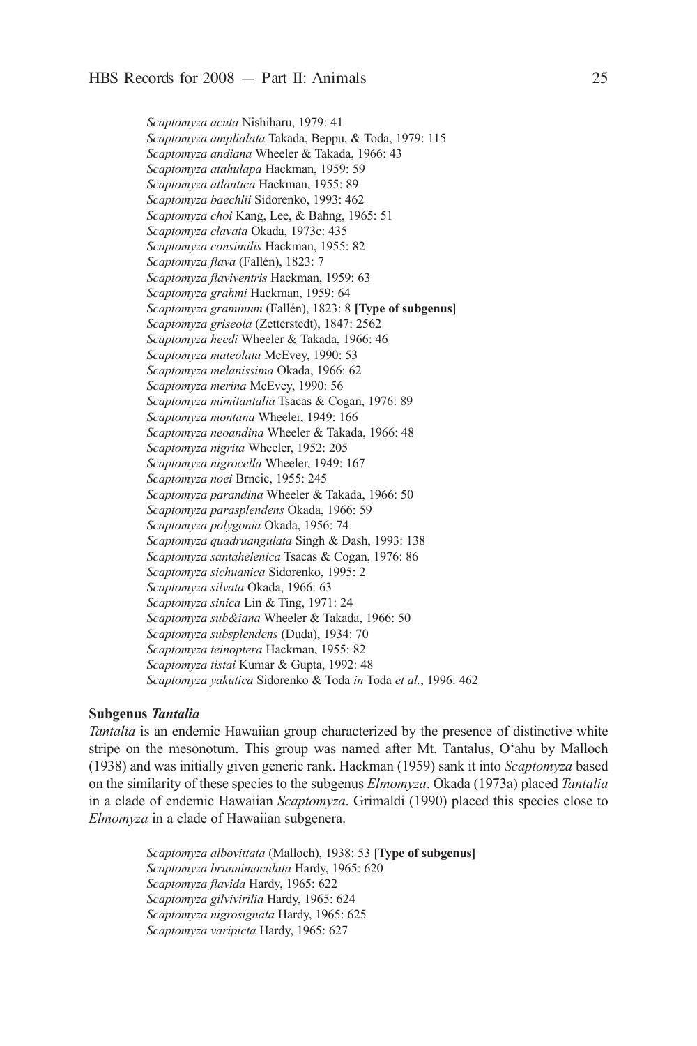*Scaptomyza acuta* Nishiharu, 1979: 41
*Scaptomyza amplialata* Takada, Beppu, & Toda, 1979: 115
*Scaptomyza andiana* Wheeler & Takada, 1966: 43
*Scaptomyza atahulapa* Hackman, 1959: 59
*Scaptomyza atlantica* Hackman, 1955: 89
*Scaptomyza baechlii* Sidorenko, 1993: 462
*Scaptomyza choi* Kang, Lee, & Bahng, 1965: 51
*Scaptomyza clavata* Okada, 1973c: 435
*Scaptomyza consimilis* Hackman, 1955: 82
*Scaptomyza flava* (Fallén), 1823: 7
*Scaptomyza flaviventris* Hackman, 1959: 63
*Scaptomyza grahmi* Hackman, 1959: 64
*Scaptomyza graminum* (Fallén), 1823: 8 **[Type of subgenus]**
*Scaptomyza griseola* (Zetterstedt), 1847: 2562
*Scaptomyza heedi* Wheeler & Takada, 1966: 46
*Scaptomyza mateolata* McEvey, 1990: 53
*Scaptomyza melanissima* Okada, 1966: 62
*Scaptomyza merina* McEvey, 1990: 56
*Scaptomyza mimitantalia* Tsacas & Cogan, 1976: 89
*Scaptomyza montana* Wheeler, 1949: 166
*Scaptomyza neoandina* Wheeler & Takada, 1966: 48
*Scaptomyza nigrita* Wheeler, 1952: 205
*Scaptomyza nigrocella* Wheeler, 1949: 167
*Scaptomyza noei* Brncic, 1955: 245
*Scaptomyza parandina* Wheeler & Takada, 1966: 50
*Scaptomyza parasplendens* Okada, 1966: 59
*Scaptomyza polygonia* Okada, 1956: 74
*Scaptomyza quadruangulata* Singh & Dash, 1993: 138
*Scaptomyza santahelenica* Tsacas & Cogan, 1976: 86
*Scaptomyza sichuanica* Sidorenko, 1995: 2
*Scaptomyza silvata* Okada, 1966: 63
*Scaptomyza sinica* Lin & Ting, 1971: 24
*Scaptomyza sub&iana* Wheeler & Takada, 1966: 50
*Scaptomyza subsplendens* (Duda), 1934: 70
*Scaptomyza teinoptera* Hackman, 1955: 82
*Scaptomyza tistai* Kumar & Gupta, 1992: 48
*Scaptomyza yakutica* Sidorenko & Toda *in* Toda *et al.*, 1996: 462

**Subgenus *Tantalia***

*Tantalia* is an endemic Hawaiian group characterized by the presence of distinctive white stripe on the mesonotum. This group was named after Mt. Tantalus, O‘ahu by Malloch (1938) and was initially given generic rank. Hackman (1959) sank it into *Scaptomyza* based on the similarity of these species to the subgenus *Elmomyza*. Okada (1973a) placed *Tantalia* in a clade of endemic Hawaiian *Scaptomyza*. Grimaldi (1990) placed this species close to *Elmomyza* in a clade of Hawaiian subgenera.

*Scaptomyza albovittata* (Malloch), 1938: 53 **[Type of subgenus]**
*Scaptomyza brunnimaculata* Hardy, 1965: 620
*Scaptomyza flavida* Hardy, 1965: 622
*Scaptomyza gilvivirilia* Hardy, 1965: 624
*Scaptomyza nigrosignata* Hardy, 1965: 625
*Scaptomyza varipicta* Hardy, 1965: 627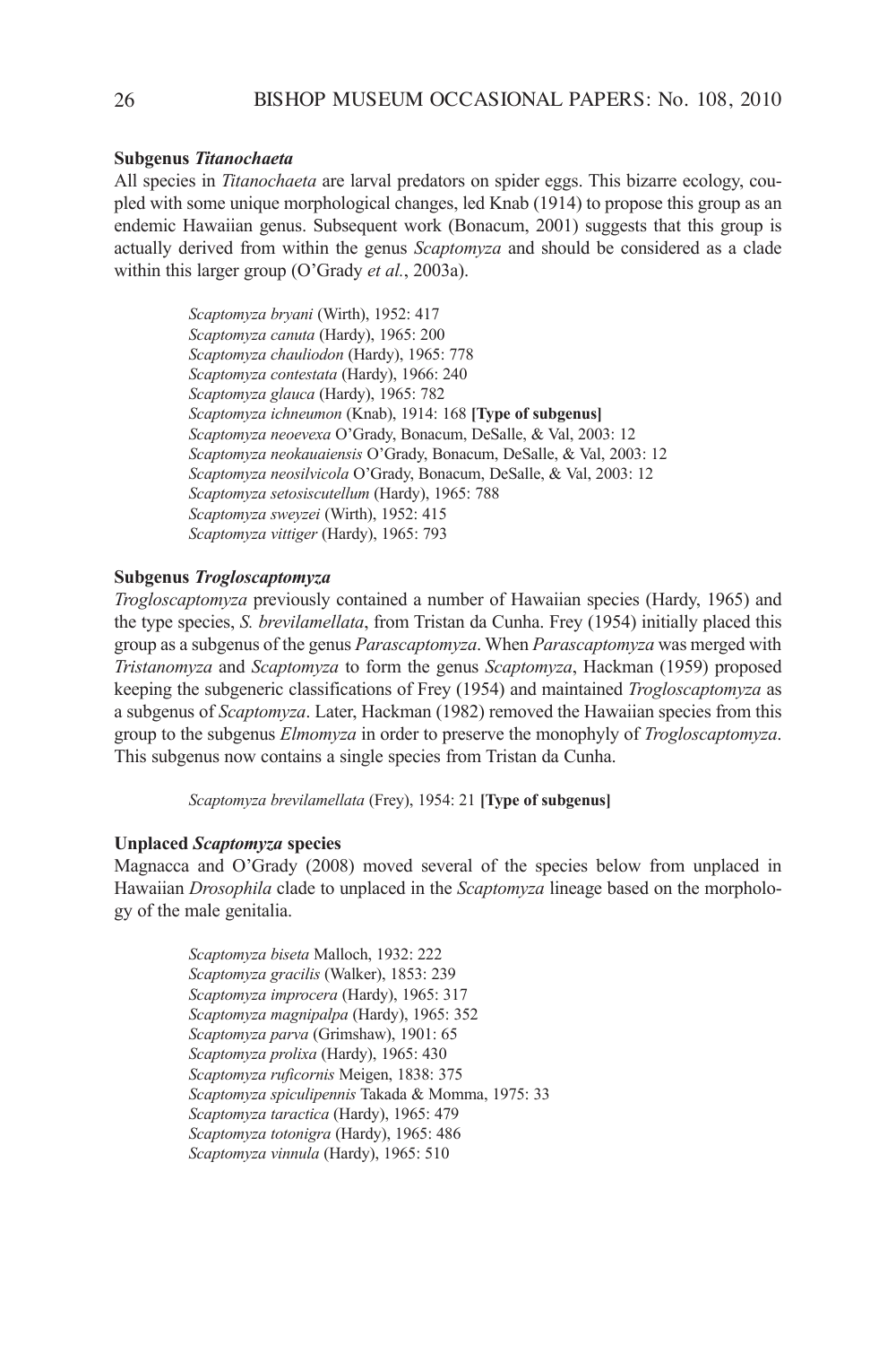**Subgenus *Titanochaeta***

All species in *Titanochaeta* are larval predators on spider eggs. This bizarre ecology, coupled with some unique morphological changes, led Knab (1914) to propose this group as an endemic Hawaiian genus. Subsequent work (Bonacum, 2001) suggests that this group is actually derived from within the genus *Scaptomyza* and should be considered as a clade within this larger group (O'Grady *et al.*, 2003a).

*Scaptomyza bryani* (Wirth), 1952: 417
*Scaptomyza canuta* (Hardy), 1965: 200
*Scaptomyza chauliodon* (Hardy), 1965: 778
*Scaptomyza contestata* (Hardy), 1966: 240
*Scaptomyza glauca* (Hardy), 1965: 782
*Scaptomyza ichneumon* (Knab), 1914: 168 **[Type of subgenus]**
*Scaptomyza neoevexa* O'Grady, Bonacum, DeSalle, & Val, 2003: 12
*Scaptomyza neokauaiensis* O'Grady, Bonacum, DeSalle, & Val, 2003: 12
*Scaptomyza neosilvicola* O'Grady, Bonacum, DeSalle, & Val, 2003: 12
*Scaptomyza setosiscutellum* (Hardy), 1965: 788
*Scaptomyza sweyzei* (Wirth), 1952: 415
*Scaptomyza vittiger* (Hardy), 1965: 793

**Subgenus *Trogloscaptomyza***

*Trogloscaptomyza* previously contained a number of Hawaiian species (Hardy, 1965) and the type species, *S. brevilamellata*, from Tristan da Cunha. Frey (1954) initially placed this group as a subgenus of the genus *Parascaptomyza*. When *Parascaptomyza* was merged with *Tristanomyza* and *Scaptomyza* to form the genus *Scaptomyza*, Hackman (1959) proposed keeping the subgeneric classifications of Frey (1954) and maintained *Trogloscaptomyza* as a subgenus of *Scaptomyza*. Later, Hackman (1982) removed the Hawaiian species from this group to the subgenus *Elmomyza* in order to preserve the monophyly of *Trogloscaptomyza*. This subgenus now contains a single species from Tristan da Cunha.

*Scaptomyza brevilamellata* (Frey), 1954: 21 **[Type of subgenus]**

**Unplaced *Scaptomyza* species**

Magnacca and O'Grady (2008) moved several of the species below from unplaced in Hawaiian *Drosophila* clade to unplaced in the *Scaptomyza* lineage based on the morphology of the male genitalia.

*Scaptomyza biseta* Malloch, 1932: 222
*Scaptomyza gracilis* (Walker), 1853: 239
*Scaptomyza improcera* (Hardy), 1965: 317
*Scaptomyza magnipalpa* (Hardy), 1965: 352
*Scaptomyza parva* (Grimshaw), 1901: 65
*Scaptomyza prolixa* (Hardy), 1965: 430
*Scaptomyza ruficornis* Meigen, 1838: 375
*Scaptomyza spiculipennis* Takada & Momma, 1975: 33
*Scaptomyza taractica* (Hardy), 1965: 479
*Scaptomyza totonigra* (Hardy), 1965: 486
*Scaptomyza vinnula* (Hardy), 1965: 510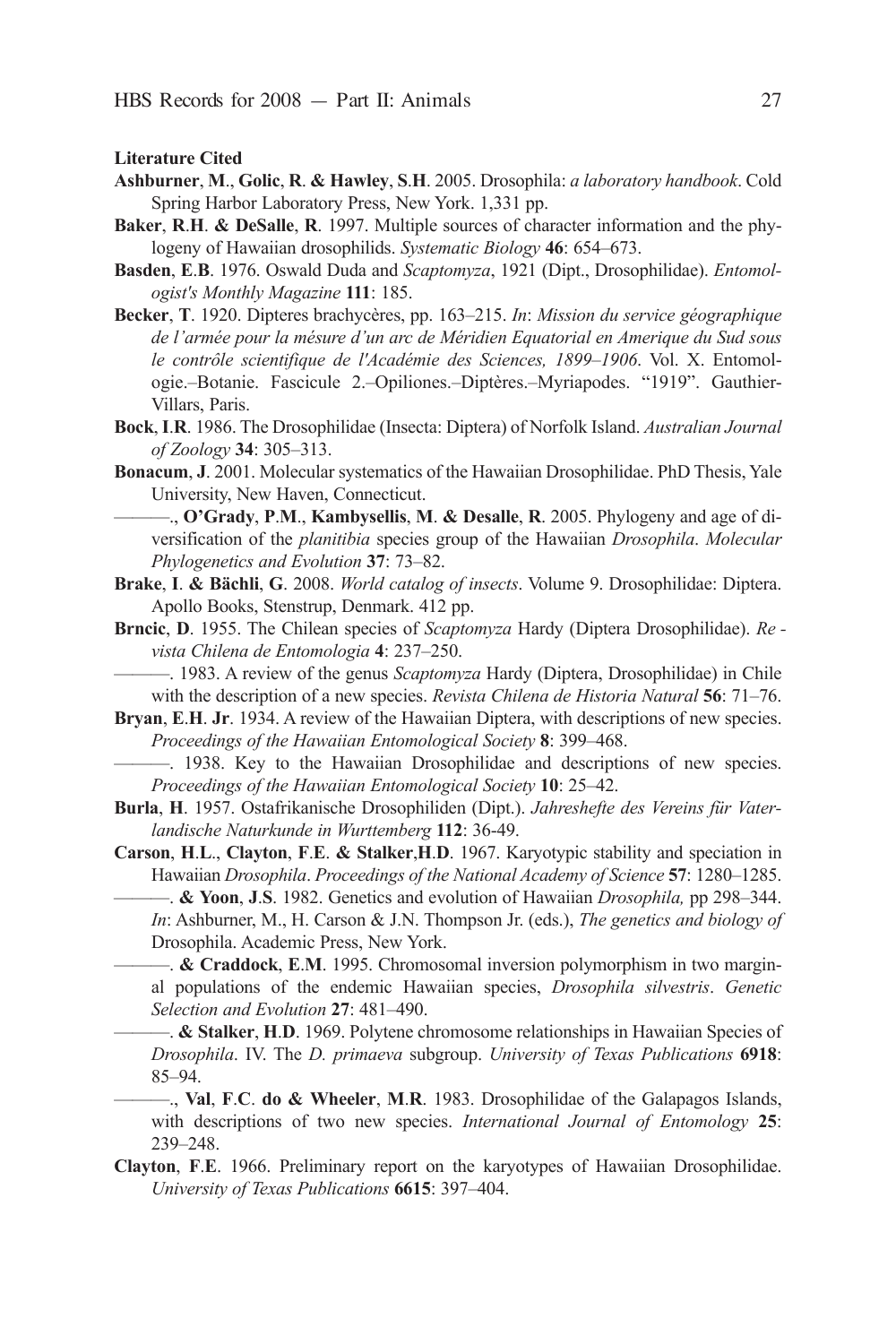**Literature Cited**

**Ashburner**, **M**., **Golic**, **R**. **& Hawley**, **S**.**H**. 2005. Drosophila: *a laboratory handbook*. Cold Spring Harbor Laboratory Press, New York. 1,331 pp.

**Baker**, **R**.**H**. **& DeSalle**, **R**. 1997. Multiple sources of character information and the phylogeny of Hawaiian drosophilids. *Systematic Biology* **46**: 654–673.

**Basden**, **E**.**B**. 1976. Oswald Duda and *Scaptomyza*, 1921 (Dipt., Drosophilidae). *Entomologist's Monthly Magazine* **111**: 185.

**Becker**, **T**. 1920. Dipteres brachycères, pp. 163–215. *In*: *Mission du service géographique de l'armée pour la mésure d'un arc de Méridien Equatorial en Amerique du Sud sous le contrôle scientifique de l'Académie des Sciences, 1899–1906*. Vol. X. Entomologie.–Botanie. Fascicule 2.–Opiliones.–Diptères.–Myriapodes. "1919". Gauthier-Villars, Paris.

**Bock**, **I**.**R**. 1986. The Drosophilidae (Insecta: Diptera) of Norfolk Island. *Australian Journal of Zoology* **34**: 305–313.

**Bonacum**, **J**. 2001. Molecular systematics of the Hawaiian Drosophilidae. PhD Thesis, Yale University, New Haven, Connecticut.

———., **O'Grady**, **P**.**M**., **Kambysellis**, **M**. **& Desalle**, **R**. 2005. Phylogeny and age of diversification of the *planitibia* species group of the Hawaiian *Drosophila*. *Molecular Phylogenetics and Evolution* **37**: 73–82.

**Brake**, **I**. **& Bächli**, **G**. 2008. *World catalog of insects*. Volume 9. Drosophilidae: Diptera. Apollo Books, Stenstrup, Denmark. 412 pp.

**Brncic**, **D**. 1955. The Chilean species of *Scaptomyza* Hardy (Diptera Drosophilidae). *Revista Chilena de Entomologia* **4**: 237–250.

———. 1983. A review of the genus *Scaptomyza* Hardy (Diptera, Drosophilidae) in Chile with the description of a new species. *Revista Chilena de Historia Natural* **56**: 71–76.

**Bryan**, **E**.**H**. **Jr**. 1934. A review of the Hawaiian Diptera, with descriptions of new species. *Proceedings of the Hawaiian Entomological Society* **8**: 399–468.

———. 1938. Key to the Hawaiian Drosophilidae and descriptions of new species. *Proceedings of the Hawaiian Entomological Society* **10**: 25–42.

**Burla**, **H**. 1957. Ostafrikanische Drosophiliden (Dipt.). *Jahreshefte des Vereins für Vaterlandische Naturkunde in Wurttemberg* **112**: 36-49.

**Carson**, **H**.**L**., **Clayton**, **F**.**E**. **& Stalker**,**H**.**D**. 1967. Karyotypic stability and speciation in Hawaiian *Drosophila*. *Proceedings of the National Academy of Science* **57**: 1280–1285.

———. **& Yoon**, **J**.**S**. 1982. Genetics and evolution of Hawaiian *Drosophila,* pp 298–344. *In*: Ashburner, M., H. Carson & J.N. Thompson Jr. (eds.), *The genetics and biology of* Drosophila. Academic Press, New York.

———. **& Craddock**, **E**.**M**. 1995. Chromosomal inversion polymorphism in two marginal populations of the endemic Hawaiian species, *Drosophila silvestris*. *Genetic Selection and Evolution* **27**: 481–490.

———. **& Stalker**, **H**.**D**. 1969. Polytene chromosome relationships in Hawaiian Species of *Drosophila*. IV. The *D. primaeva* subgroup. *University of Texas Publications* **6918**: 85–94.

———., **Val**, **F**.**C**. **do & Wheeler**, **M**.**R**. 1983. Drosophilidae of the Galapagos Islands, with descriptions of two new species. *International Journal of Entomology* **25**: 239–248.

**Clayton**, **F**.**E**. 1966. Preliminary report on the karyotypes of Hawaiian Drosophilidae. *University of Texas Publications* **6615**: 397–404.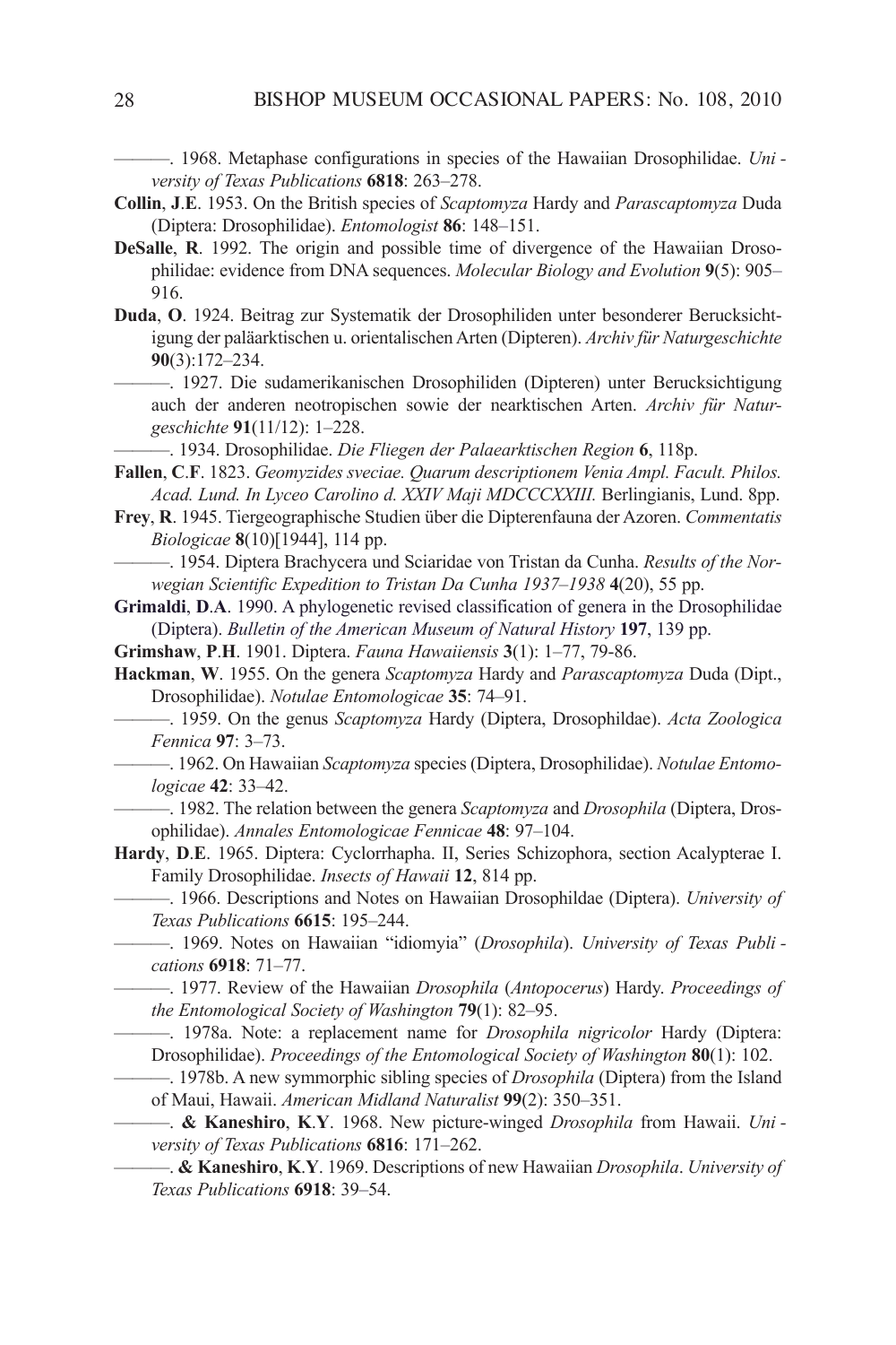———. 1968. Metaphase configurations in species of the Hawaiian Drosophilidae. *University of Texas Publications* **6818**: 263–278.

**Collin**, **J**.**E**. 1953. On the British species of *Scaptomyza* Hardy and *Parascaptomyza* Duda (Diptera: Drosophilidae). *Entomologist* **86**: 148–151.

**DeSalle**, **R**. 1992. The origin and possible time of divergence of the Hawaiian Drosophilidae: evidence from DNA sequences. *Molecular Biology and Evolution* **9**(5): 905–916.

**Duda**, **O**. 1924. Beitrag zur Systematik der Drosophiliden unter besonderer Berucksichtigung der paläarktischen u. orientalischen Arten (Dipteren). *Archiv für Naturgeschichte* **90**(3):172–234.

———. 1927. Die sudamerikanischen Drosophiliden (Dipteren) unter Berucksichtigung auch der anderen neotropischen sowie der nearktischen Arten. *Archiv für Naturgeschichte* **91**(11/12): 1–228.

———. 1934. Drosophilidae. *Die Fliegen der Palaearktischen Region* **6**, 118p.

**Fallen**, **C**.**F**. 1823. *Geomyzides sveciae. Quarum descriptionem Venia Ampl. Facult. Philos. Acad. Lund. In Lyceo Carolino d. XXIV Maji MDCCCXXIII.* Berlingianis, Lund. 8pp.

**Frey**, **R**. 1945. Tiergeographische Studien über die Dipterenfauna der Azoren. *Commentatis Biologicae* **8**(10)[1944], 114 pp.

———. 1954. Diptera Brachycera und Sciaridae von Tristan da Cunha. *Results of the Norwegian Scientific Expedition to Tristan Da Cunha 1937–1938* **4**(20), 55 pp.

**Grimaldi**, **D**.**A**. 1990. A phylogenetic revised classification of genera in the Drosophilidae (Diptera). *Bulletin of the American Museum of Natural History* **197**, 139 pp.

**Grimshaw**, **P**.**H**. 1901. Diptera. *Fauna Hawaiiensis* **3**(1): 1–77, 79-86.

**Hackman**, **W**. 1955. On the genera *Scaptomyza* Hardy and *Parascaptomyza* Duda (Dipt., Drosophilidae). *Notulae Entomologicae* **35**: 74–91.

———. 1959. On the genus *Scaptomyza* Hardy (Diptera, Drosophildae). *Acta Zoologica Fennica* **97**: 3–73.

———. 1962. On Hawaiian *Scaptomyza* species (Diptera, Drosophilidae). *Notulae Entomologicae* **42**: 33–42.

———. 1982. The relation between the genera *Scaptomyza* and *Drosophila* (Diptera, Drosophilidae). *Annales Entomologicae Fennicae* **48**: 97–104.

**Hardy**, **D**.**E**. 1965. Diptera: Cyclorrhapha. II, Series Schizophora, section Acalypterae I. Family Drosophilidae. *Insects of Hawaii* **12**, 814 pp.

———. 1966. Descriptions and Notes on Hawaiian Drosophildae (Diptera). *University of Texas Publications* **6615**: 195–244.

———. 1969. Notes on Hawaiian "idiomyia" (*Drosophila*). *University of Texas Publications* **6918**: 71–77.

———. 1977. Review of the Hawaiian *Drosophila* (*Antopocerus*) Hardy. *Proceedings of the Entomological Society of Washington* **79**(1): 82–95.

———. 1978a. Note: a replacement name for *Drosophila nigricolor* Hardy (Diptera: Drosophilidae). *Proceedings of the Entomological Society of Washington* **80**(1): 102.

———. 1978b. A new symmorphic sibling species of *Drosophila* (Diptera) from the Island of Maui, Hawaii. *American Midland Naturalist* **99**(2): 350–351.

———. **& Kaneshiro**, **K**.**Y**. 1968. New picture-winged *Drosophila* from Hawaii. *University of Texas Publications* **6816**: 171–262.

———. **& Kaneshiro**, **K**.**Y**. 1969. Descriptions of new Hawaiian *Drosophila*. *University of Texas Publications* **6918**: 39–54.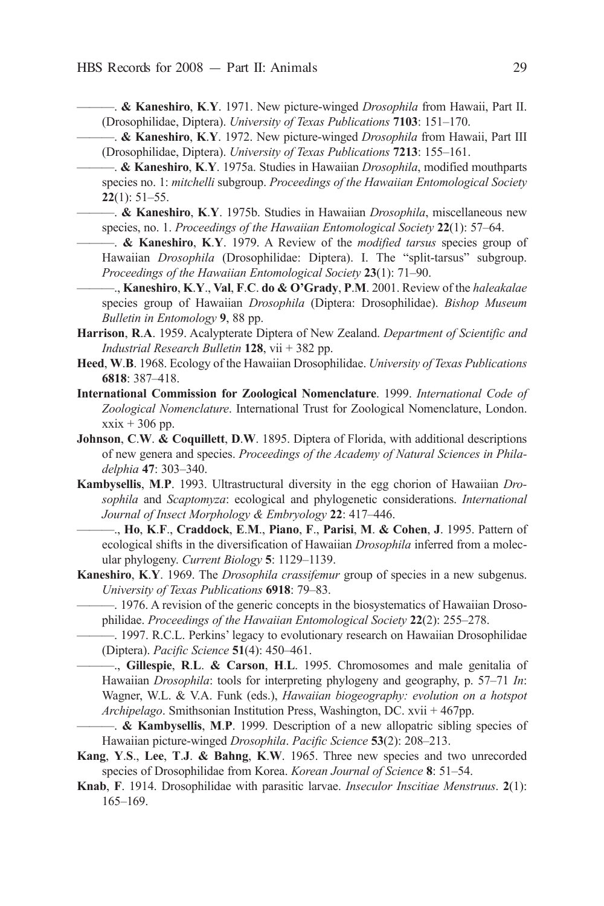———. **& Kaneshiro**, **K**.**Y**. 1971. New picture-winged *Drosophila* from Hawaii, Part II. (Drosophilidae, Diptera). *University of Texas Publications* **7103**: 151–170.

———. **& Kaneshiro**, **K**.**Y**. 1972. New picture-winged *Drosophila* from Hawaii, Part III (Drosophilidae, Diptera). *University of Texas Publications* **7213**: 155–161.

———. **& Kaneshiro**, **K**.**Y**. 1975a. Studies in Hawaiian *Drosophila*, modified mouthparts species no. 1: *mitchelli* subgroup. *Proceedings of the Hawaiian Entomological Society* **22**(1): 51–55.

———. **& Kaneshiro**, **K**.**Y**. 1975b. Studies in Hawaiian *Drosophila*, miscellaneous new species, no. 1. *Proceedings of the Hawaiian Entomological Society* **22**(1): 57–64.

———. **& Kaneshiro**, **K**.**Y**. 1979. A Review of the *modified tarsus* species group of Hawaiian *Drosophila* (Drosophilidae: Diptera). I. The "split-tarsus" subgroup. *Proceedings of the Hawaiian Entomological Society* **23**(1): 71–90.

———., **Kaneshiro**, **K**.**Y**., **Val**, **F**.**C**. **do & O'Grady**, **P**.**M**. 2001. Review of the *haleakalae* species group of Hawaiian *Drosophila* (Diptera: Drosophilidae). *Bishop Museum Bulletin in Entomology* **9**, 88 pp.

**Harrison**, **R**.**A**. 1959. Acalypterate Diptera of New Zealand. *Department of Scientific and Industrial Research Bulletin* **128**, vii + 382 pp.

**Heed**, **W**.**B**. 1968. Ecology of the Hawaiian Drosophilidae. *University of Texas Publications* **6818**: 387–418.

**International Commission for Zoological Nomenclature**. 1999. *International Code of Zoological Nomenclature*. International Trust for Zoological Nomenclature, London. xxix + 306 pp.

**Johnson**, **C**.**W**. **& Coquillett**, **D**.**W**. 1895. Diptera of Florida, with additional descriptions of new genera and species. *Proceedings of the Academy of Natural Sciences in Philadelphia* **47**: 303–340.

**Kambysellis**, **M**.**P**. 1993. Ultrastructural diversity in the egg chorion of Hawaiian *Drosophila* and *Scaptomyza*: ecological and phylogenetic considerations. *International Journal of Insect Morphology & Embryology* **22**: 417–446.

———., **Ho**, **K**.**F**., **Craddock**, **E**.**M**., **Piano**, **F**., **Parisi**, **M**. **& Cohen**, **J**. 1995. Pattern of ecological shifts in the diversification of Hawaiian *Drosophila* inferred from a molecular phylogeny. *Current Biology* **5**: 1129–1139.

**Kaneshiro**, **K**.**Y**. 1969. The *Drosophila crassifemur* group of species in a new subgenus. *University of Texas Publications* **6918**: 79–83.

———. 1976. A revision of the generic concepts in the biosystematics of Hawaiian Drosophilidae. *Proceedings of the Hawaiian Entomological Society* **22**(2): 255–278.

———. 1997. R.C.L. Perkins' legacy to evolutionary research on Hawaiian Drosophilidae (Diptera). *Pacific Science* **51**(4): 450–461.

———., **Gillespie**, **R**.**L**. **& Carson**, **H**.**L**. 1995. Chromosomes and male genitalia of Hawaiian *Drosophila*: tools for interpreting phylogeny and geography, p. 57–71 *In*: Wagner, W.L. & V.A. Funk (eds.), *Hawaiian biogeography: evolution on a hotspot Archipelago*. Smithsonian Institution Press, Washington, DC. xvii + 467pp.

———. **& Kambysellis**, **M**.**P**. 1999. Description of a new allopatric sibling species of Hawaiian picture-winged *Drosophila*. *Pacific Science* **53**(2): 208–213.

**Kang**, **Y**.**S**., **Lee**, **T**.**J**. **& Bahng**, **K**.**W**. 1965. Three new species and two unrecorded species of Drosophilidae from Korea. *Korean Journal of Science* **8**: 51–54.

**Knab**, **F**. 1914. Drosophilidae with parasitic larvae. *Insecutor Inscitiae Menstruus*. **2**(1): 165–169.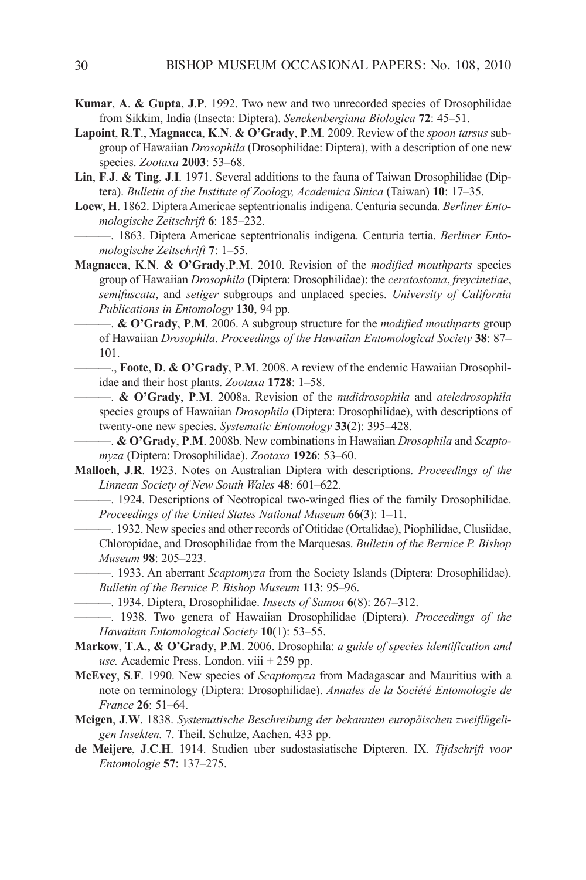**Kumar**, **A**. **& Gupta**, **J**.**P**. 1992. Two new and two unrecorded species of Drosophilidae from Sikkim, India (Insecta: Diptera). *Senckenbergiana Biologica* **72**: 45–51.

**Lapoint**, **R**.**T**., **Magnacca**, **K**.**N**. **& O'Grady**, **P**.**M**. 2009. Review of the *spoon tarsus* subgroup of Hawaiian *Drosophila* (Drosophilidae: Diptera), with a description of one new species. *Zootaxa* **2003**: 53–68.

**Lin**, **F**.**J**. **& Ting**, **J**.**I**. 1971. Several additions to the fauna of Taiwan Drosophilidae (Diptera). *Bulletin of the Institute of Zoology, Academica Sinica* (Taiwan) **10**: 17–35.

**Loew**, **H**. 1862. Diptera Americae septentrionalis indigena. Centuria secunda. *Berliner Entomologische Zeitschrift* **6**: 185–232.

———. 1863. Diptera Americae septentrionalis indigena. Centuria tertia. *Berliner Entomologische Zeitschrift* **7**: 1–55.

**Magnacca**, **K**.**N**. **& O'Grady**,**P**.**M**. 2010. Revision of the *modified mouthparts* species group of Hawaiian *Drosophila* (Diptera: Drosophilidae): the *ceratostoma*, *freycinetiae*, *semifuscata*, and *setiger* subgroups and unplaced species. *University of California Publications in Entomology* **130**, 94 pp.

———. **& O'Grady**, **P**.**M**. 2006. A subgroup structure for the *modified mouthparts* group of Hawaiian *Drosophila*. *Proceedings of the Hawaiian Entomological Society* **38**: 87–101.

———., **Foote**, **D**. **& O'Grady**, **P**.**M**. 2008. A review of the endemic Hawaiian Drosophilidae and their host plants. *Zootaxa* **1728**: 1–58.

———. **& O'Grady**, **P**.**M**. 2008a. Revision of the *nudidrosophila* and *ateledrosophila* species groups of Hawaiian *Drosophila* (Diptera: Drosophilidae), with descriptions of twenty-one new species. *Systematic Entomology* **33**(2): 395–428.

———. **& O'Grady**, **P**.**M**. 2008b. New combinations in Hawaiian *Drosophila* and *Scaptomyza* (Diptera: Drosophilidae). *Zootaxa* **1926**: 53–60.

**Malloch**, **J**.**R**. 1923. Notes on Australian Diptera with descriptions. *Proceedings of the Linnean Society of New South Wales* **48**: 601–622.

———. 1924. Descriptions of Neotropical two-winged flies of the family Drosophilidae. *Proceedings of the United States National Museum* **66**(3): 1–11.

———. 1932. New species and other records of Otitidae (Ortalidae), Piophilidae, Clusiidae, Chloropidae, and Drosophilidae from the Marquesas. *Bulletin of the Bernice P. Bishop Museum* **98**: 205–223.

———. 1933. An aberrant *Scaptomyza* from the Society Islands (Diptera: Drosophilidae). *Bulletin of the Bernice P. Bishop Museum* **113**: 95–96.

———. 1934. Diptera, Drosophilidae. *Insects of Samoa* **6**(8): 267–312.

———. 1938. Two genera of Hawaiian Drosophilidae (Diptera). *Proceedings of the Hawaiian Entomological Society* **10**(1): 53–55.

**Markow**, **T**.**A**., **& O'Grady**, **P**.**M**. 2006. Drosophila: *a guide of species identification and use.* Academic Press, London. viii + 259 pp.

**McEvey**, **S**.**F**. 1990. New species of *Scaptomyza* from Madagascar and Mauritius with a note on terminology (Diptera: Drosophilidae). *Annales de la Société Entomologie de France* **26**: 51–64.

**Meigen**, **J**.**W**. 1838. *Systematische Beschreibung der bekannten europäischen zweiflügeligen Insekten.* 7. Theil. Schulze, Aachen. 433 pp.

**de Meijere**, **J**.**C**.**H**. 1914. Studien uber sudostasiatische Dipteren. IX. *Tijdschrift voor Entomologie* **57**: 137–275.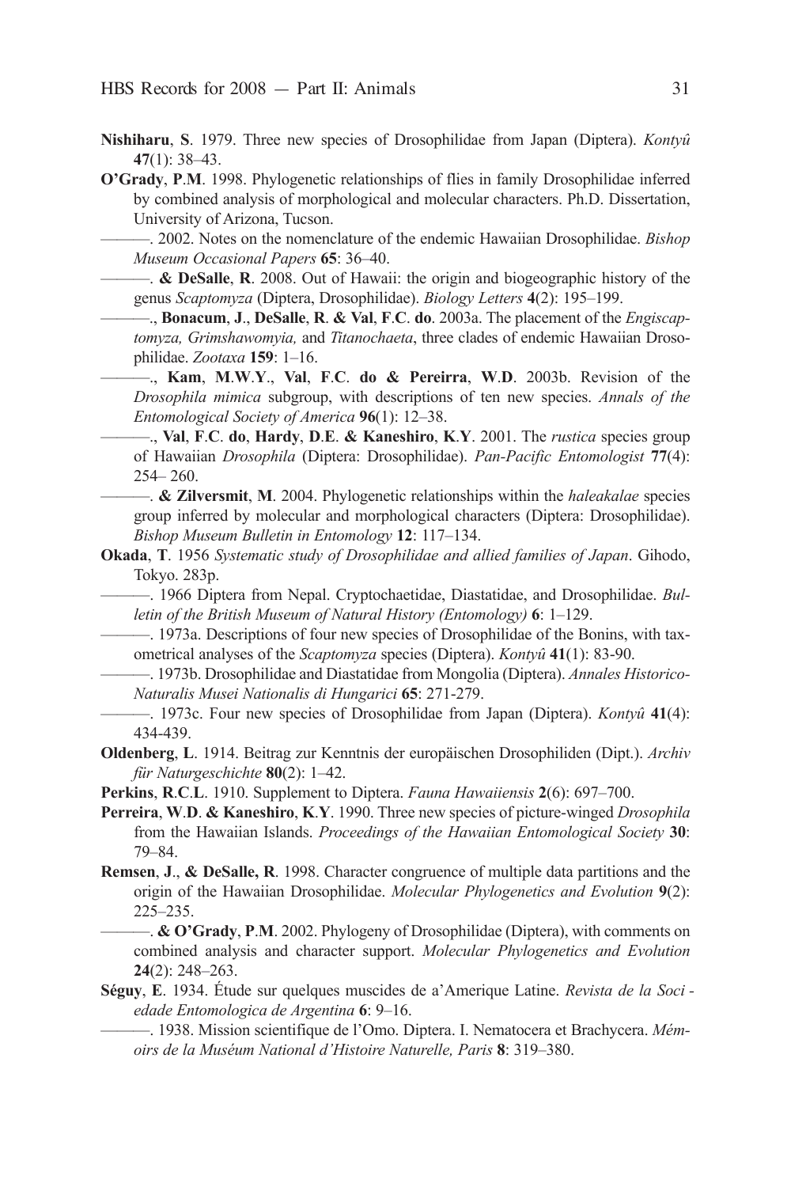**Nishiharu**, **S**. 1979. Three new species of Drosophilidae from Japan (Diptera). *Kontyû* **47**(1): 38–43.

**O'Grady**, **P**.**M**. 1998. Phylogenetic relationships of flies in family Drosophilidae inferred by combined analysis of morphological and molecular characters. Ph.D. Dissertation, University of Arizona, Tucson.

———. 2002. Notes on the nomenclature of the endemic Hawaiian Drosophilidae. *Bishop Museum Occasional Papers* **65**: 36–40.

———. **& DeSalle**, **R**. 2008. Out of Hawaii: the origin and biogeographic history of the genus *Scaptomyza* (Diptera, Drosophilidae). *Biology Letters* **4**(2): 195–199.

———., **Bonacum**, **J**., **DeSalle**, **R**. **& Val**, **F**.**C**. **do**. 2003a. The placement of the *Engiscaptomyza, Grimshawomyia,* and *Titanochaeta*, three clades of endemic Hawaiian Drosophilidae. *Zootaxa* **159**: 1–16.

———., **Kam**, **M**.**W**.**Y**., **Val**, **F**.**C**. **do & Pereirra**, **W**.**D**. 2003b. Revision of the *Drosophila mimica* subgroup, with descriptions of ten new species. *Annals of the Entomological Society of America* **96**(1): 12–38.

———., **Val**, **F**.**C**. **do**, **Hardy**, **D**.**E**. **& Kaneshiro**, **K**.**Y**. 2001. The *rustica* species group of Hawaiian *Drosophila* (Diptera: Drosophilidae). *Pan-Pacific Entomologist* **77**(4): 254– 260.

———. **& Zilversmit**, **M**. 2004. Phylogenetic relationships within the *haleakalae* species group inferred by molecular and morphological characters (Diptera: Drosophilidae). *Bishop Museum Bulletin in Entomology* **12**: 117–134.

**Okada**, **T**. 1956 *Systematic study of Drosophilidae and allied families of Japan*. Gihodo, Tokyo. 283p.

———. 1966 Diptera from Nepal. Cryptochaetidae, Diastatidae, and Drosophilidae. *Bulletin of the British Museum of Natural History (Entomology)* **6**: 1–129.

———. 1973a. Descriptions of four new species of Drosophilidae of the Bonins, with taxometrical analyses of the *Scaptomyza* species (Diptera). *Kontyû* **41**(1): 83-90.

———. 1973b. Drosophilidae and Diastatidae from Mongolia (Diptera). *Annales Historico-Naturalis Musei Nationalis di Hungarici* **65**: 271-279.

———. 1973c. Four new species of Drosophilidae from Japan (Diptera). *Kontyû* **41**(4): 434-439.

**Oldenberg**, **L**. 1914. Beitrag zur Kenntnis der europäischen Drosophiliden (Dipt.). *Archiv für Naturgeschichte* **80**(2): 1–42.

**Perkins**, **R**.**C**.**L**. 1910. Supplement to Diptera. *Fauna Hawaiiensis* **2**(6): 697–700.

**Perreira**, **W**.**D**. **& Kaneshiro**, **K**.**Y**. 1990. Three new species of picture-winged *Drosophila* from the Hawaiian Islands. *Proceedings of the Hawaiian Entomological Society* **30**: 79–84.

**Remsen**, **J**., **& DeSalle, R**. 1998. Character congruence of multiple data partitions and the origin of the Hawaiian Drosophilidae. *Molecular Phylogenetics and Evolution* **9**(2): 225–235.

———. **& O'Grady**, **P**.**M**. 2002. Phylogeny of Drosophilidae (Diptera), with comments on combined analysis and character support. *Molecular Phylogenetics and Evolution* **24**(2): 248–263.

**Séguy**, **E**. 1934. Étude sur quelques muscides de a'Amerique Latine. *Revista de la Sociedade Entomologica de Argentina* **6**: 9–16.

———. 1938. Mission scientifique de l'Omo. Diptera. I. Nematocera et Brachycera. *Mémoirs de la Muséum National d'Histoire Naturelle, Paris* **8**: 319–380.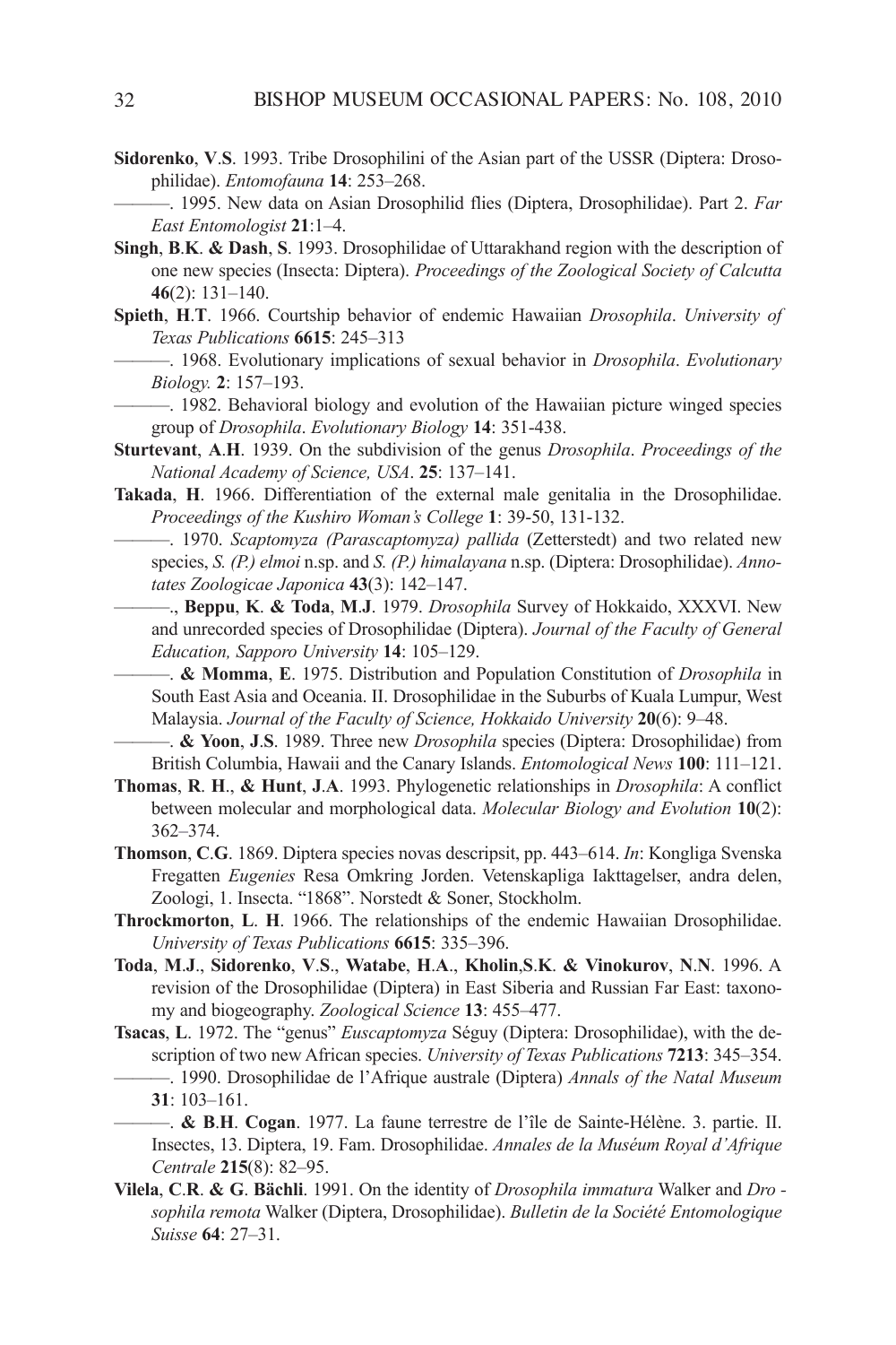**Sidorenko**, **V**.**S**. 1993. Tribe Drosophilini of the Asian part of the USSR (Diptera: Drosophilidae). *Entomofauna* **14**: 253–268.

———. 1995. New data on Asian Drosophilid flies (Diptera, Drosophilidae). Part 2. *Far East Entomologist* **21**:1–4.

**Singh**, **B**.**K**. **& Dash**, **S**. 1993. Drosophilidae of Uttarakhand region with the description of one new species (Insecta: Diptera). *Proceedings of the Zoological Society of Calcutta* **46**(2): 131–140.

**Spieth**, **H**.**T**. 1966. Courtship behavior of endemic Hawaiian *Drosophila*. *University of Texas Publications* **6615**: 245–313

———. 1968. Evolutionary implications of sexual behavior in *Drosophila*. *Evolutionary Biology.* **2**: 157–193.

———. 1982. Behavioral biology and evolution of the Hawaiian picture winged species group of *Drosophila*. *Evolutionary Biology* **14**: 351-438.

**Sturtevant**, **A**.**H**. 1939. On the subdivision of the genus *Drosophila*. *Proceedings of the National Academy of Science, USA*. **25**: 137–141.

**Takada**, **H**. 1966. Differentiation of the external male genitalia in the Drosophilidae. *Proceedings of the Kushiro Woman's College* **1**: 39-50, 131-132.

———. 1970. *Scaptomyza (Parascaptomyza) pallida* (Zetterstedt) and two related new species, *S. (P.) elmoi* n.sp. and *S. (P.) himalayana* n.sp. (Diptera: Drosophilidae). *Annotates Zoologicae Japonica* **43**(3): 142–147.

———., **Beppu**, **K**. **& Toda**, **M**.**J**. 1979. *Drosophila* Survey of Hokkaido, XXXVI. New and unrecorded species of Drosophilidae (Diptera). *Journal of the Faculty of General Education, Sapporo University* **14**: 105–129.

———. **& Momma**, **E**. 1975. Distribution and Population Constitution of *Drosophila* in South East Asia and Oceania. II. Drosophilidae in the Suburbs of Kuala Lumpur, West Malaysia. *Journal of the Faculty of Science, Hokkaido University* **20**(6): 9–48.

———. **& Yoon**, **J**.**S**. 1989. Three new *Drosophila* species (Diptera: Drosophilidae) from British Columbia, Hawaii and the Canary Islands. *Entomological News* **100**: 111–121.

**Thomas**, **R**. **H**., **& Hunt**, **J**.**A**. 1993. Phylogenetic relationships in *Drosophila*: A conflict between molecular and morphological data. *Molecular Biology and Evolution* **10**(2): 362–374.

**Thomson**, **C**.**G**. 1869. Diptera species novas descripsit, pp. 443–614. *In*: Kongliga Svenska Fregatten *Eugenies* Resa Omkring Jorden. Vetenskapliga Iakttagelser, andra delen, Zoologi, 1. Insecta. "1868". Norstedt & Soner, Stockholm.

**Throckmorton**, **L**. **H**. 1966. The relationships of the endemic Hawaiian Drosophilidae. *University of Texas Publications* **6615**: 335–396.

**Toda**, **M**.**J**., **Sidorenko**, **V**.**S**., **Watabe**, **H**.**A**., **Kholin**,**S**.**K**. **& Vinokurov**, **N**.**N**. 1996. A revision of the Drosophilidae (Diptera) in East Siberia and Russian Far East: taxonomy and biogeography. *Zoological Science* **13**: 455–477.

**Tsacas**, **L**. 1972. The "genus" *Euscaptomyza* Séguy (Diptera: Drosophilidae), with the description of two new African species. *University of Texas Publications* **7213**: 345–354.

———. 1990. Drosophilidae de l'Afrique australe (Diptera) *Annals of the Natal Museum* **31**: 103–161.

———. **& B**.**H**. **Cogan**. 1977. La faune terrestre de l'île de Sainte-Hélène. 3. partie. II. Insectes, 13. Diptera, 19. Fam. Drosophilidae. *Annales de la Muséum Royal d'Afrique Centrale* **215**(8): 82–95.

**Vilela**, **C**.**R**. **& G**. **Bächli**. 1991. On the identity of *Drosophila immatura* Walker and *Drosophila remota* Walker (Diptera, Drosophilidae). *Bulletin de la Société Entomologique Suisse* **64**: 27–31.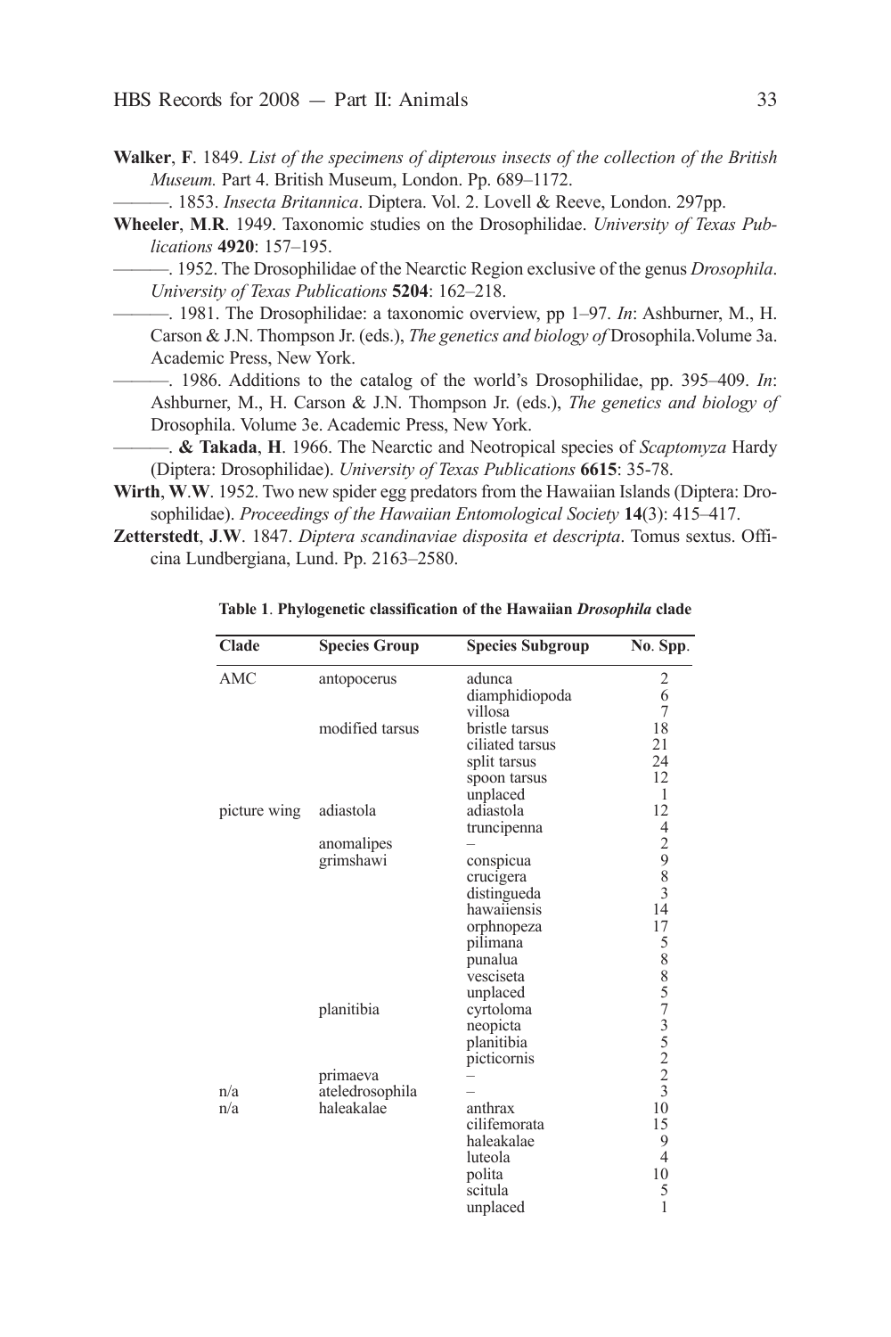**Walker**, **F**. 1849. *List of the specimens of dipterous insects of the collection of the British Museum.* Part 4. British Museum, London. Pp. 689–1172.

———. 1853. *Insecta Britannica*. Diptera. Vol. 2. Lovell & Reeve, London. 297pp.

**Wheeler**, **M**.**R**. 1949. Taxonomic studies on the Drosophilidae. *University of Texas Publications* **4920**: 157–195.

———. 1952. The Drosophilidae of the Nearctic Region exclusive of the genus *Drosophila*. *University of Texas Publications* **5204**: 162–218.

———. 1981. The Drosophilidae: a taxonomic overview, pp 1–97. *In*: Ashburner, M., H. Carson & J.N. Thompson Jr. (eds.), *The genetics and biology of* Drosophila. Volume 3a. Academic Press, New York.

———. 1986. Additions to the catalog of the world's Drosophilidae, pp. 395–409. *In*: Ashburner, M., H. Carson & J.N. Thompson Jr. (eds.), *The genetics and biology of* Drosophila. Volume 3e. Academic Press, New York.

———. **& Takada**, **H**. 1966. The Nearctic and Neotropical species of *Scaptomyza* Hardy (Diptera: Drosophilidae). *University of Texas Publications* **6615**: 35-78.

**Wirth**, **W**.**W**. 1952. Two new spider egg predators from the Hawaiian Islands (Diptera: Drosophilidae). *Proceedings of the Hawaiian Entomological Society* **14**(3): 415–417.

**Zetterstedt**, **J**.**W**. 1847. *Diptera scandinaviae disposita et descripta*. Tomus sextus. Officina Lundbergiana, Lund. Pp. 2163–2580.

**Table 1**. **Phylogenetic classification of the Hawaiian *Drosophila* clade**

| Clade | Species Group | Species Subgroup | No. Spp. |
|---|---|---|---|
| AMC | antopocerus | adunca | 2 |
| | | diamphidiopoda | 6 |
| | | villosa | 7 |
| | modified tarsus | bristle tarsus | 18 |
| | | ciliated tarsus | 21 |
| | | split tarsus | 24 |
| | | spoon tarsus | 12 |
| | | unplaced | 1 |
| picture wing | adiastola | adiastola | 12 |
| | | truncipenna | 4 |
| | anomalipes | – | 2 |
| | grimshawi | conspicua | 9 |
| | | crucigera | 8 |
| | | distingueda | 3 |
| | | hawaiiensis | 14 |
| | | orphnopeza | 17 |
| | | pilimana | 5 |
| | | punalua | 8 |
| | | vesciseta | 8 |
| | | unplaced | 5 |
| | planitibia | cyrtoloma | 7 |
| | | neopicta | 3 |
| | | planitibia | 5 |
| | | picticornis | 2 |
| | primaeva | – | 2 |
| n/a | ateledrosophila | – | 3 |
| n/a | haleakalae | anthrax | 10 |
| | | cilifemorata | 15 |
| | | haleakalae | 9 |
| | | luteola | 4 |
| | | polita | 10 |
| | | scitula | 5 |
| | | unplaced | 1 |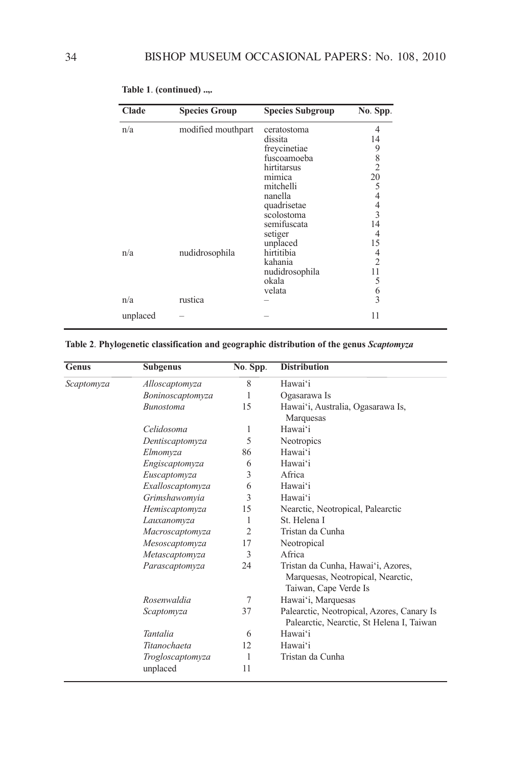**Table 1**. **(continued)** ...,

| Clade | Species Group | Species Subgroup | No. Spp. |
|---|---|---|---|
| n/a | modified mouthpart | ceratostoma | 4 |
| | | dissita | 14 |
| | | freycinetiae | 9 |
| | | fuscoamoeba | 8 |
| | | hirtitarsus | 2 |
| | | mimica | 20 |
| | | mitchelli | 5 |
| | | nanella | 4 |
| | | quadrisetae | 4 |
| | | scolostoma | 3 |
| | | semifuscata | 14 |
| | | setiger | 4 |
| | | unplaced | 15 |
| n/a | nudidrosophila | hirtitibia | 4 |
| | | kahania | 2 |
| | | nudidrosophila | 11 |
| | | okala | 5 |
| | | velata | 6 |
| n/a | rustica | – | 3 |
| unplaced | – | – | 11 |

**Table 2**. **Phylogenetic classification and geographic distribution of the genus *Scaptomyza***

| Genus | Subgenus | No. Spp. | Distribution |
|---|---|---|---|
| *Scaptomyza* | *Alloscaptomyza* | 8 | Hawai'i |
| | *Boninoscaptomyza* | 1 | Ogasarawa Is |
| | *Bunostoma* | 15 | Hawai'i, Australia, Ogasarawa Is, Marquesas |
| | *Celidosoma* | 1 | Hawai'i |
| | *Dentiscaptomyza* | 5 | Neotropics |
| | *Elmomyza* | 86 | Hawai'i |
| | *Engiscaptomyza* | 6 | Hawai'i |
| | *Euscaptomyza* | 3 | Africa |
| | *Exalloscaptomyza* | 6 | Hawai'i |
| | *Grimshawomyia* | 3 | Hawai'i |
| | *Hemiscaptomyza* | 15 | Nearctic, Neotropical, Palearctic |
| | *Lauxanomyza* | 1 | St. Helena I |
| | *Macroscaptomyza* | 2 | Tristan da Cunha |
| | *Mesoscaptomyza* | 17 | Neotropical |
| | *Metascaptomyza* | 3 | Africa |
| | *Parascaptomyza* | 24 | Tristan da Cunha, Hawai'i, Azores, Marquesas, Neotropical, Nearctic, Taiwan, Cape Verde Is |
| | *Rosenwaldia* | 7 | Hawai'i, Marquesas |
| | *Scaptomyza* | 37 | Palearctic, Neotropical, Azores, Canary Is Palearctic, Nearctic, St Helena I, Taiwan |
| | *Tantalia* | 6 | Hawai'i |
| | *Titanochaeta* | 12 | Hawai'i |
| | *Trogloscaptomyza* | 1 | Tristan da Cunha |
| | unplaced | 11 | |